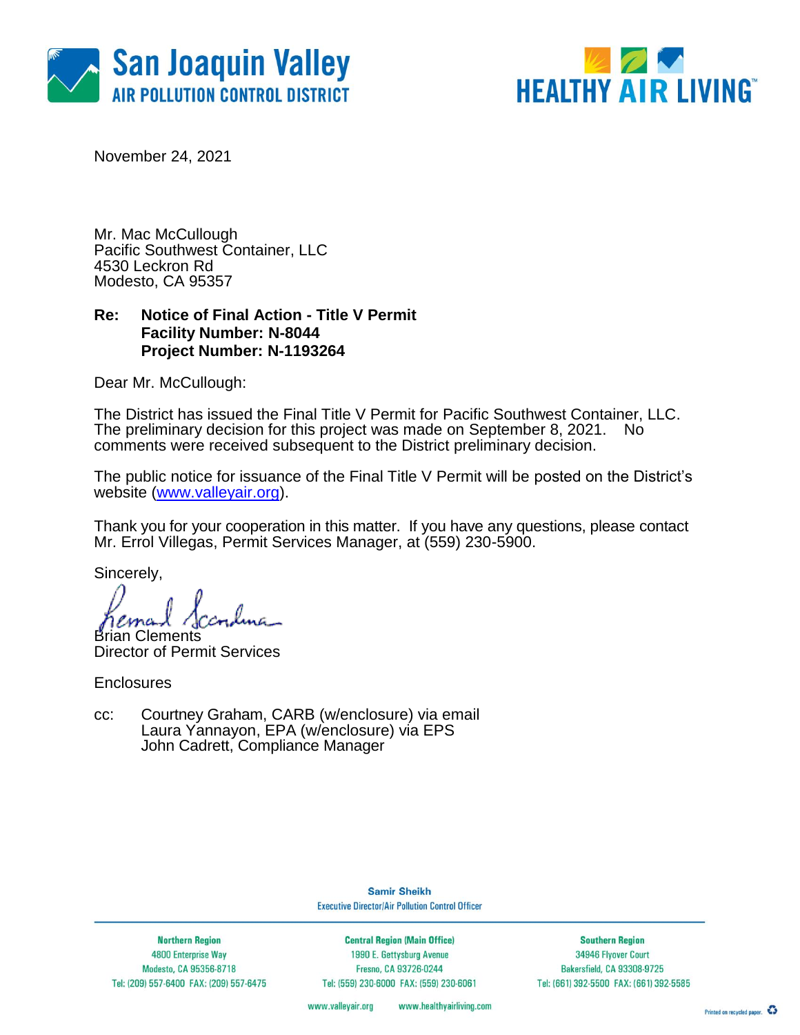San Joaquin Valley
AIR POLLUTION CONTROL DISTRICT

HEALTHY AIR LIVING™

November 24, 2021

Mr. Mac McCullough
Pacific Southwest Container, LLC
4530 Leckron Rd
Modesto, CA 95357

**Re: Notice of Final Action - Title V Permit**
**Facility Number: N-8044**
**Project Number: N-1193264**

Dear Mr. McCullough:

The District has issued the Final Title V Permit for Pacific Southwest Container, LLC. The preliminary decision for this project was made on September 8, 2021. No comments were received subsequent to the District preliminary decision.

The public notice for issuance of the Final Title V Permit will be posted on the District's website (www.valleyair.org).

Thank you for your cooperation in this matter. If you have any questions, please contact Mr. Errol Villegas, Permit Services Manager, at (559) 230-5900.

Sincerely,

Brian Clements
Director of Permit Services

Enclosures

cc: Courtney Graham, CARB (w/enclosure) via email
Laura Yannayon, EPA (w/enclosure) via EPS
John Cadrett, Compliance Manager

Samir Sheikh
Executive Director/Air Pollution Control Officer

| Northern Region | Central Region (Main Office) | Southern Region |
| --- | --- | --- |
| 4800 Enterprise Way | 1990 E. Gettysburg Avenue | 34946 Flyover Court |
| Modesto, CA 95356-8718 | Fresno, CA 93726-0244 | Bakersfield, CA 93308-9725 |
| Tel: (209) 557-6400 FAX: (209) 557-6475 | Tel: (559) 230-6000 FAX: (559) 230-6061 | Tel: (661) 392-5500 FAX: (661) 392-5585 |

www.valleyair.org www.healthyairliving.com

Printed on recycled paper.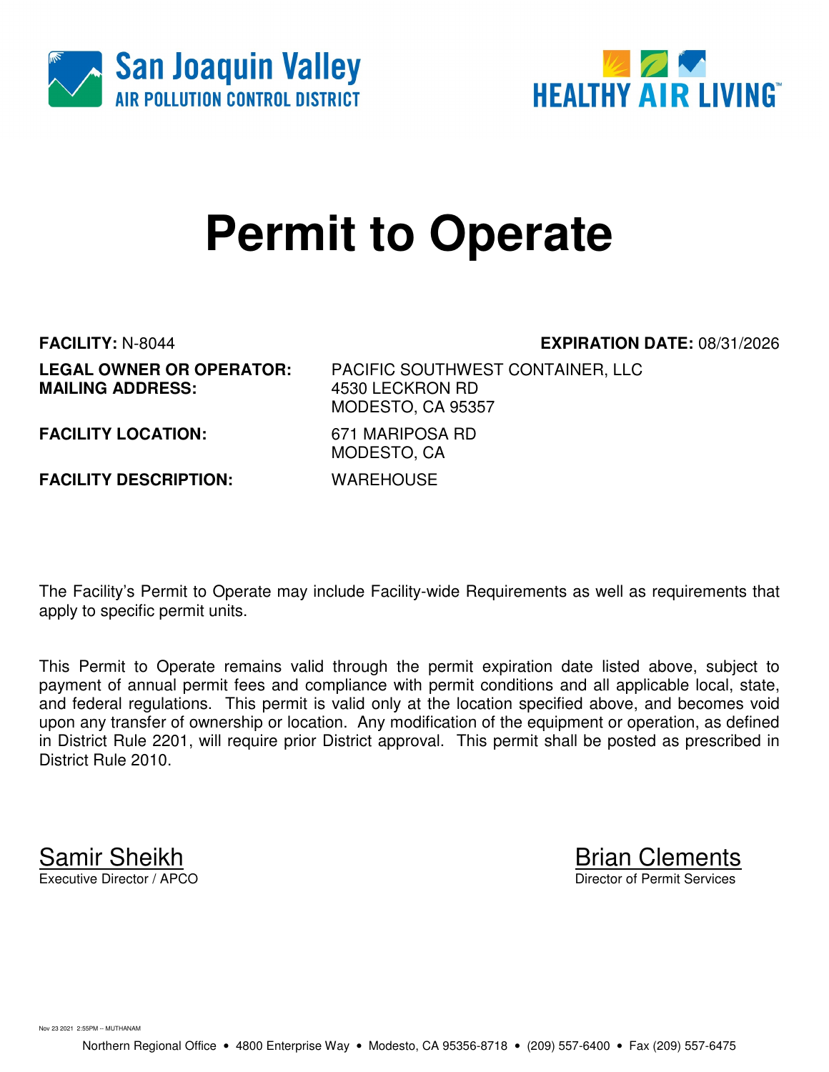San Joaquin Valley
AIR POLLUTION CONTROL DISTRICT

HEALTHY AIR LIVING™

# Permit to Operate

**FACILITY:** N-8044 **EXPIRATION DATE:** 08/31/2026

**LEGAL OWNER OR OPERATOR:** PACIFIC SOUTHWEST CONTAINER, LLC
**MAILING ADDRESS:** 4530 LECKRON RD
MODESTO, CA 95357

**FACILITY LOCATION:** 671 MARIPOSA RD
MODESTO, CA

**FACILITY DESCRIPTION:** WAREHOUSE

The Facility's Permit to Operate may include Facility-wide Requirements as well as requirements that apply to specific permit units.

This Permit to Operate remains valid through the permit expiration date listed above, subject to payment of annual permit fees and compliance with permit conditions and all applicable local, state, and federal regulations. This permit is valid only at the location specified above, and becomes void upon any transfer of ownership or location. Any modification of the equipment or operation, as defined in District Rule 2201, will require prior District approval. This permit shall be posted as prescribed in District Rule 2010.

Samir Sheikh
Executive Director / APCO

Brian Clements
Director of Permit Services

Nov 23 2021 2:55PM -- MUTHANAM

Northern Regional Office • 4800 Enterprise Way • Modesto, CA 95356-8718 • (209) 557-6400 • Fax (209) 557-6475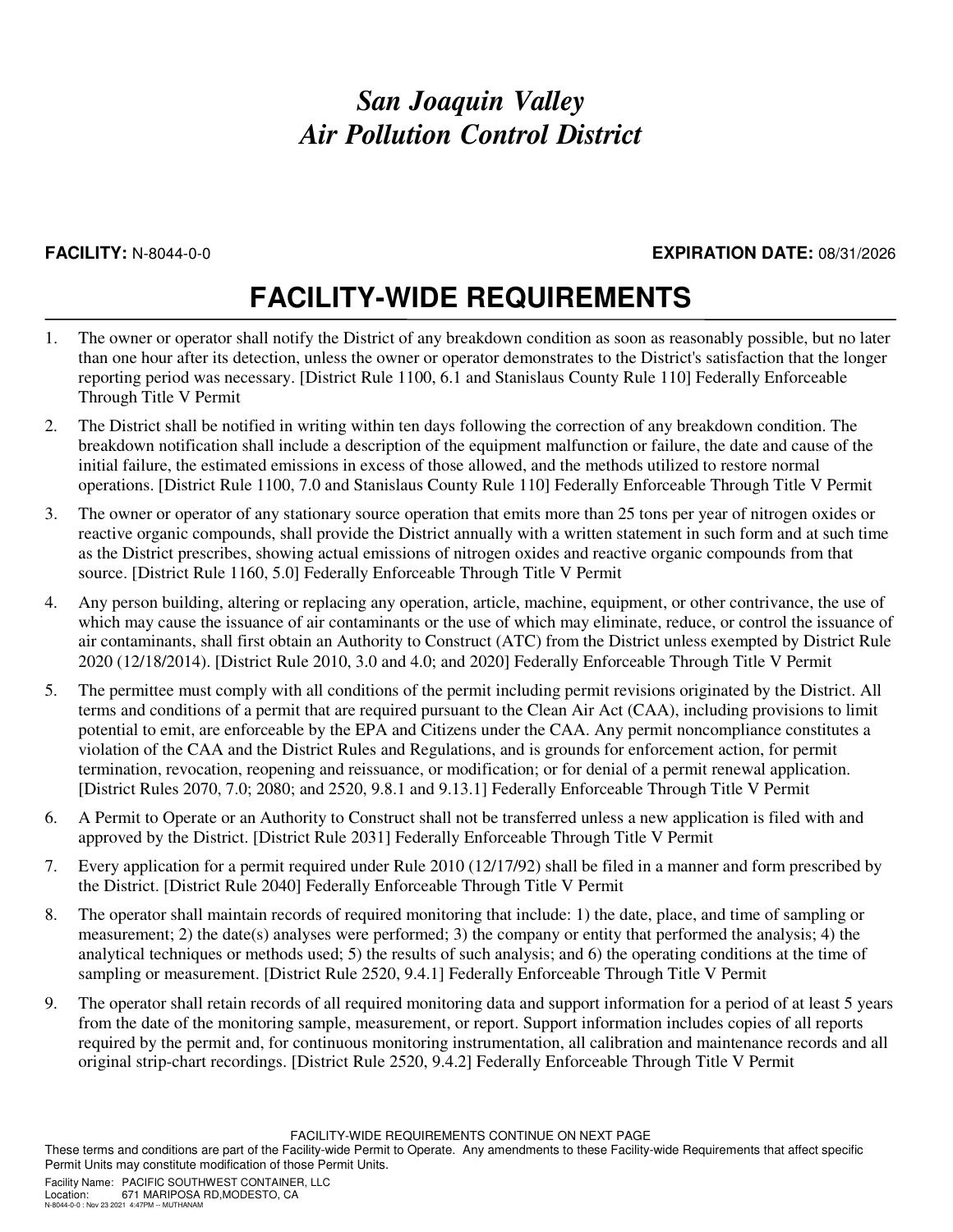# San Joaquin Valley
# Air Pollution Control District

**FACILITY:** N-8044-0-0 **EXPIRATION DATE:** 08/31/2026

## FACILITY-WIDE REQUIREMENTS

1. The owner or operator shall notify the District of any breakdown condition as soon as reasonably possible, but no later than one hour after its detection, unless the owner or operator demonstrates to the District's satisfaction that the longer reporting period was necessary. [District Rule 1100, 6.1 and Stanislaus County Rule 110] Federally Enforceable Through Title V Permit

2. The District shall be notified in writing within ten days following the correction of any breakdown condition. The breakdown notification shall include a description of the equipment malfunction or failure, the date and cause of the initial failure, the estimated emissions in excess of those allowed, and the methods utilized to restore normal operations. [District Rule 1100, 7.0 and Stanislaus County Rule 110] Federally Enforceable Through Title V Permit

3. The owner or operator of any stationary source operation that emits more than 25 tons per year of nitrogen oxides or reactive organic compounds, shall provide the District annually with a written statement in such form and at such time as the District prescribes, showing actual emissions of nitrogen oxides and reactive organic compounds from that source. [District Rule 1160, 5.0] Federally Enforceable Through Title V Permit

4. Any person building, altering or replacing any operation, article, machine, equipment, or other contrivance, the use of which may cause the issuance of air contaminants or the use of which may eliminate, reduce, or control the issuance of air contaminants, shall first obtain an Authority to Construct (ATC) from the District unless exempted by District Rule 2020 (12/18/2014). [District Rule 2010, 3.0 and 4.0; and 2020] Federally Enforceable Through Title V Permit

5. The permittee must comply with all conditions of the permit including permit revisions originated by the District. All terms and conditions of a permit that are required pursuant to the Clean Air Act (CAA), including provisions to limit potential to emit, are enforceable by the EPA and Citizens under the CAA. Any permit noncompliance constitutes a violation of the CAA and the District Rules and Regulations, and is grounds for enforcement action, for permit termination, revocation, reopening and reissuance, or modification; or for denial of a permit renewal application. [District Rules 2070, 7.0; 2080; and 2520, 9.8.1 and 9.13.1] Federally Enforceable Through Title V Permit

6. A Permit to Operate or an Authority to Construct shall not be transferred unless a new application is filed with and approved by the District. [District Rule 2031] Federally Enforceable Through Title V Permit

7. Every application for a permit required under Rule 2010 (12/17/92) shall be filed in a manner and form prescribed by the District. [District Rule 2040] Federally Enforceable Through Title V Permit

8. The operator shall maintain records of required monitoring that include: 1) the date, place, and time of sampling or measurement; 2) the date(s) analyses were performed; 3) the company or entity that performed the analysis; 4) the analytical techniques or methods used; 5) the results of such analysis; and 6) the operating conditions at the time of sampling or measurement. [District Rule 2520, 9.4.1] Federally Enforceable Through Title V Permit

9. The operator shall retain records of all required monitoring data and support information for a period of at least 5 years from the date of the monitoring sample, measurement, or report. Support information includes copies of all reports required by the permit and, for continuous monitoring instrumentation, all calibration and maintenance records and all original strip-chart recordings. [District Rule 2520, 9.4.2] Federally Enforceable Through Title V Permit

FACILITY-WIDE REQUIREMENTS CONTINUE ON NEXT PAGE

These terms and conditions are part of the Facility-wide Permit to Operate. Any amendments to these Facility-wide Requirements that affect specific Permit Units may constitute modification of those Permit Units.

Facility Name: PACIFIC SOUTHWEST CONTAINER, LLC
Location: 671 MARIPOSA RD,MODESTO, CA
N-8044-0-0 : Nov 23 2021 4:47PM -- MUTHANAM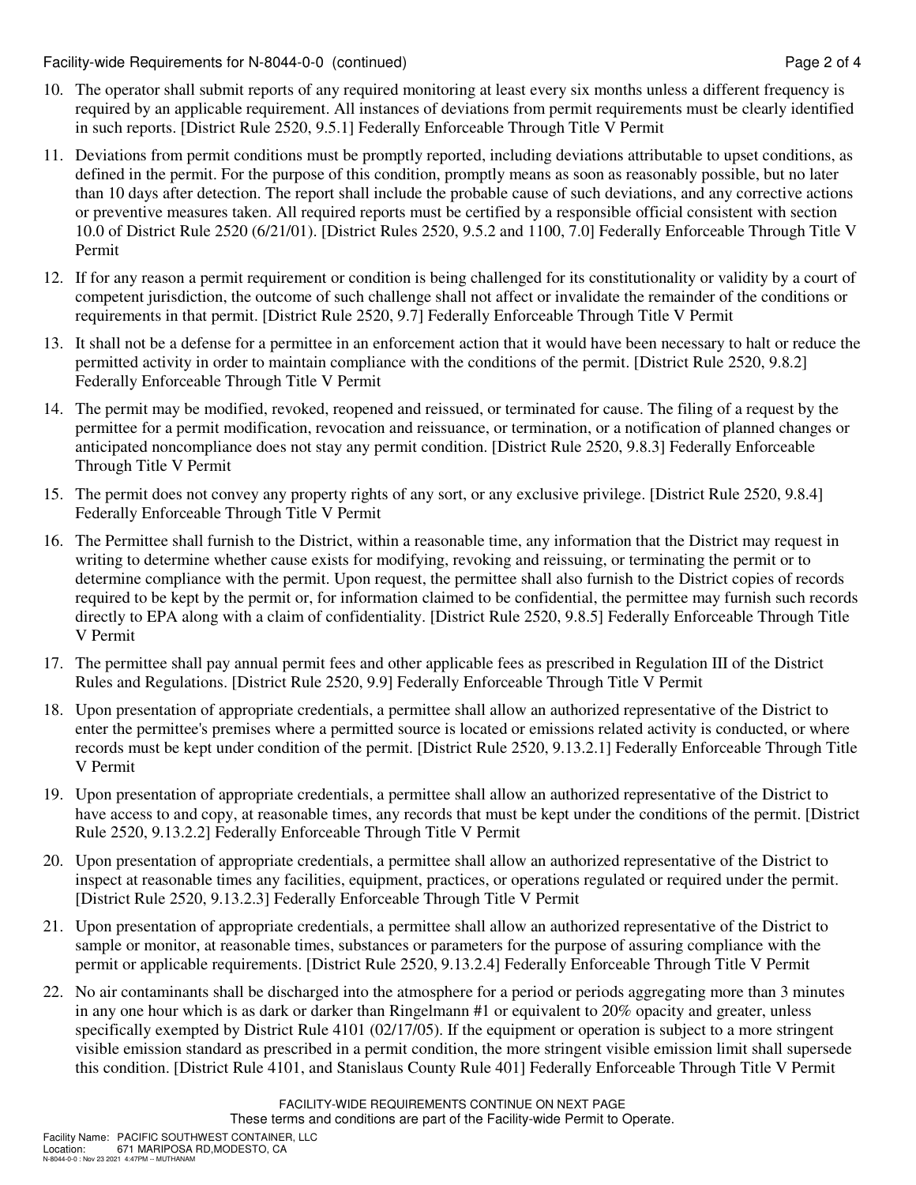10. The operator shall submit reports of any required monitoring at least every six months unless a different frequency is required by an applicable requirement. All instances of deviations from permit requirements must be clearly identified in such reports. [District Rule 2520, 9.5.1] Federally Enforceable Through Title V Permit

11. Deviations from permit conditions must be promptly reported, including deviations attributable to upset conditions, as defined in the permit. For the purpose of this condition, promptly means as soon as reasonably possible, but no later than 10 days after detection. The report shall include the probable cause of such deviations, and any corrective actions or preventive measures taken. All required reports must be certified by a responsible official consistent with section 10.0 of District Rule 2520 (6/21/01). [District Rules 2520, 9.5.2 and 1100, 7.0] Federally Enforceable Through Title V Permit

12. If for any reason a permit requirement or condition is being challenged for its constitutionality or validity by a court of competent jurisdiction, the outcome of such challenge shall not affect or invalidate the remainder of the conditions or requirements in that permit. [District Rule 2520, 9.7] Federally Enforceable Through Title V Permit

13. It shall not be a defense for a permittee in an enforcement action that it would have been necessary to halt or reduce the permitted activity in order to maintain compliance with the conditions of the permit. [District Rule 2520, 9.8.2] Federally Enforceable Through Title V Permit

14. The permit may be modified, revoked, reopened and reissued, or terminated for cause. The filing of a request by the permittee for a permit modification, revocation and reissuance, or termination, or a notification of planned changes or anticipated noncompliance does not stay any permit condition. [District Rule 2520, 9.8.3] Federally Enforceable Through Title V Permit

15. The permit does not convey any property rights of any sort, or any exclusive privilege. [District Rule 2520, 9.8.4] Federally Enforceable Through Title V Permit

16. The Permittee shall furnish to the District, within a reasonable time, any information that the District may request in writing to determine whether cause exists for modifying, revoking and reissuing, or terminating the permit or to determine compliance with the permit. Upon request, the permittee shall also furnish to the District copies of records required to be kept by the permit or, for information claimed to be confidential, the permittee may furnish such records directly to EPA along with a claim of confidentiality. [District Rule 2520, 9.8.5] Federally Enforceable Through Title V Permit

17. The permittee shall pay annual permit fees and other applicable fees as prescribed in Regulation III of the District Rules and Regulations. [District Rule 2520, 9.9] Federally Enforceable Through Title V Permit

18. Upon presentation of appropriate credentials, a permittee shall allow an authorized representative of the District to enter the permittee's premises where a permitted source is located or emissions related activity is conducted, or where records must be kept under condition of the permit. [District Rule 2520, 9.13.2.1] Federally Enforceable Through Title V Permit

19. Upon presentation of appropriate credentials, a permittee shall allow an authorized representative of the District to have access to and copy, at reasonable times, any records that must be kept under the conditions of the permit. [District Rule 2520, 9.13.2.2] Federally Enforceable Through Title V Permit

20. Upon presentation of appropriate credentials, a permittee shall allow an authorized representative of the District to inspect at reasonable times any facilities, equipment, practices, or operations regulated or required under the permit. [District Rule 2520, 9.13.2.3] Federally Enforceable Through Title V Permit

21. Upon presentation of appropriate credentials, a permittee shall allow an authorized representative of the District to sample or monitor, at reasonable times, substances or parameters for the purpose of assuring compliance with the permit or applicable requirements. [District Rule 2520, 9.13.2.4] Federally Enforceable Through Title V Permit

22. No air contaminants shall be discharged into the atmosphere for a period or periods aggregating more than 3 minutes in any one hour which is as dark or darker than Ringelmann #1 or equivalent to 20% opacity and greater, unless specifically exempted by District Rule 4101 (02/17/05). If the equipment or operation is subject to a more stringent visible emission standard as prescribed in a permit condition, the more stringent visible emission limit shall supersede this condition. [District Rule 4101, and Stanislaus County Rule 401] Federally Enforceable Through Title V Permit

FACILITY-WIDE REQUIREMENTS CONTINUE ON NEXT PAGE

These terms and conditions are part of the Facility-wide Permit to Operate.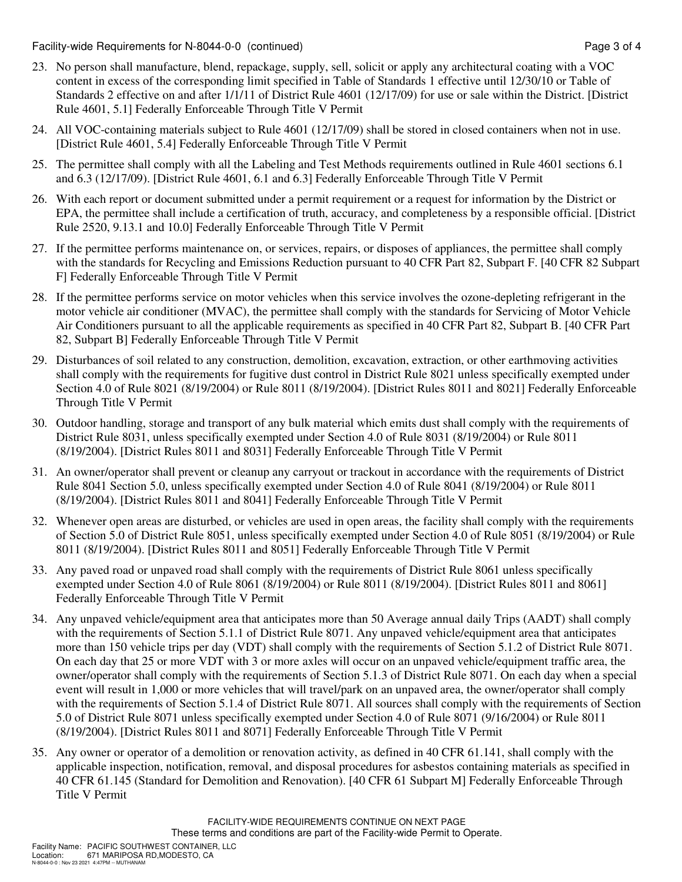23. No person shall manufacture, blend, repackage, supply, sell, solicit or apply any architectural coating with a VOC content in excess of the corresponding limit specified in Table of Standards 1 effective until 12/30/10 or Table of Standards 2 effective on and after 1/1/11 of District Rule 4601 (12/17/09) for use or sale within the District. [District Rule 4601, 5.1] Federally Enforceable Through Title V Permit

24. All VOC-containing materials subject to Rule 4601 (12/17/09) shall be stored in closed containers when not in use. [District Rule 4601, 5.4] Federally Enforceable Through Title V Permit

25. The permittee shall comply with all the Labeling and Test Methods requirements outlined in Rule 4601 sections 6.1 and 6.3 (12/17/09). [District Rule 4601, 6.1 and 6.3] Federally Enforceable Through Title V Permit

26. With each report or document submitted under a permit requirement or a request for information by the District or EPA, the permittee shall include a certification of truth, accuracy, and completeness by a responsible official. [District Rule 2520, 9.13.1 and 10.0] Federally Enforceable Through Title V Permit

27. If the permittee performs maintenance on, or services, repairs, or disposes of appliances, the permittee shall comply with the standards for Recycling and Emissions Reduction pursuant to 40 CFR Part 82, Subpart F. [40 CFR 82 Subpart F] Federally Enforceable Through Title V Permit

28. If the permittee performs service on motor vehicles when this service involves the ozone-depleting refrigerant in the motor vehicle air conditioner (MVAC), the permittee shall comply with the standards for Servicing of Motor Vehicle Air Conditioners pursuant to all the applicable requirements as specified in 40 CFR Part 82, Subpart B. [40 CFR Part 82, Subpart B] Federally Enforceable Through Title V Permit

29. Disturbances of soil related to any construction, demolition, excavation, extraction, or other earthmoving activities shall comply with the requirements for fugitive dust control in District Rule 8021 unless specifically exempted under Section 4.0 of Rule 8021 (8/19/2004) or Rule 8011 (8/19/2004). [District Rules 8011 and 8021] Federally Enforceable Through Title V Permit

30. Outdoor handling, storage and transport of any bulk material which emits dust shall comply with the requirements of District Rule 8031, unless specifically exempted under Section 4.0 of Rule 8031 (8/19/2004) or Rule 8011 (8/19/2004). [District Rules 8011 and 8031] Federally Enforceable Through Title V Permit

31. An owner/operator shall prevent or cleanup any carryout or trackout in accordance with the requirements of District Rule 8041 Section 5.0, unless specifically exempted under Section 4.0 of Rule 8041 (8/19/2004) or Rule 8011 (8/19/2004). [District Rules 8011 and 8041] Federally Enforceable Through Title V Permit

32. Whenever open areas are disturbed, or vehicles are used in open areas, the facility shall comply with the requirements of Section 5.0 of District Rule 8051, unless specifically exempted under Section 4.0 of Rule 8051 (8/19/2004) or Rule 8011 (8/19/2004). [District Rules 8011 and 8051] Federally Enforceable Through Title V Permit

33. Any paved road or unpaved road shall comply with the requirements of District Rule 8061 unless specifically exempted under Section 4.0 of Rule 8061 (8/19/2004) or Rule 8011 (8/19/2004). [District Rules 8011 and 8061] Federally Enforceable Through Title V Permit

34. Any unpaved vehicle/equipment area that anticipates more than 50 Average annual daily Trips (AADT) shall comply with the requirements of Section 5.1.1 of District Rule 8071. Any unpaved vehicle/equipment area that anticipates more than 150 vehicle trips per day (VDT) shall comply with the requirements of Section 5.1.2 of District Rule 8071. On each day that 25 or more VDT with 3 or more axles will occur on an unpaved vehicle/equipment traffic area, the owner/operator shall comply with the requirements of Section 5.1.3 of District Rule 8071. On each day when a special event will result in 1,000 or more vehicles that will travel/park on an unpaved area, the owner/operator shall comply with the requirements of Section 5.1.4 of District Rule 8071. All sources shall comply with the requirements of Section 5.0 of District Rule 8071 unless specifically exempted under Section 4.0 of Rule 8071 (9/16/2004) or Rule 8011 (8/19/2004). [District Rules 8011 and 8071] Federally Enforceable Through Title V Permit

35. Any owner or operator of a demolition or renovation activity, as defined in 40 CFR 61.141, shall comply with the applicable inspection, notification, removal, and disposal procedures for asbestos containing materials as specified in 40 CFR 61.145 (Standard for Demolition and Renovation). [40 CFR 61 Subpart M] Federally Enforceable Through Title V Permit

FACILITY-WIDE REQUIREMENTS CONTINUE ON NEXT PAGE
These terms and conditions are part of the Facility-wide Permit to Operate.

Facility Name: PACIFIC SOUTHWEST CONTAINER, LLC
Location: 671 MARIPOSA RD,MODESTO, CA
N-8044-0-0 : Nov 23 2021 4:47PM -- MUTHANAM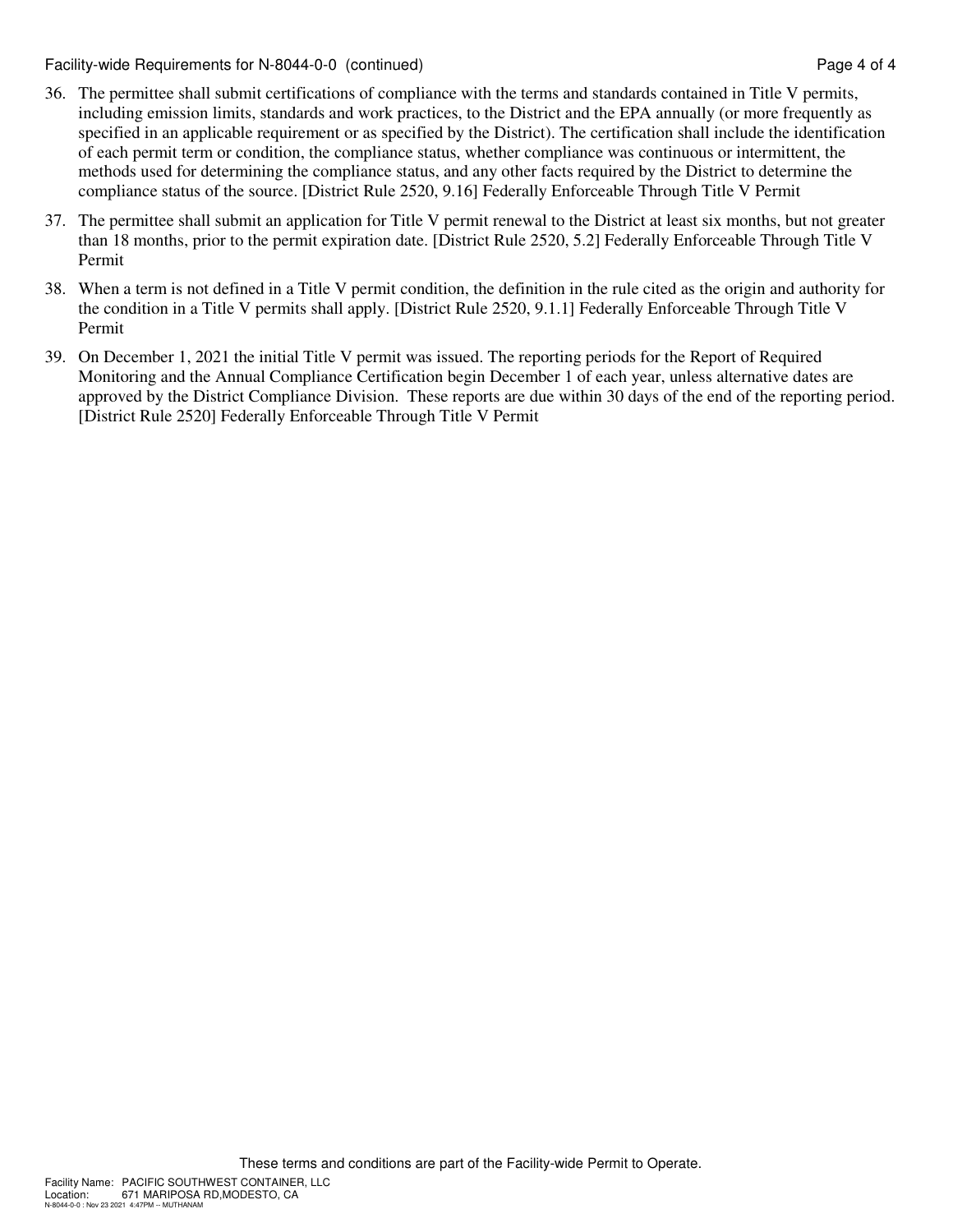36. The permittee shall submit certifications of compliance with the terms and standards contained in Title V permits, including emission limits, standards and work practices, to the District and the EPA annually (or more frequently as specified in an applicable requirement or as specified by the District). The certification shall include the identification of each permit term or condition, the compliance status, whether compliance was continuous or intermittent, the methods used for determining the compliance status, and any other facts required by the District to determine the compliance status of the source. [District Rule 2520, 9.16] Federally Enforceable Through Title V Permit

37. The permittee shall submit an application for Title V permit renewal to the District at least six months, but not greater than 18 months, prior to the permit expiration date. [District Rule 2520, 5.2] Federally Enforceable Through Title V Permit

38. When a term is not defined in a Title V permit condition, the definition in the rule cited as the origin and authority for the condition in a Title V permits shall apply. [District Rule 2520, 9.1.1] Federally Enforceable Through Title V Permit

39. On December 1, 2021 the initial Title V permit was issued. The reporting periods for the Report of Required Monitoring and the Annual Compliance Certification begin December 1 of each year, unless alternative dates are approved by the District Compliance Division. These reports are due within 30 days of the end of the reporting period. [District Rule 2520] Federally Enforceable Through Title V Permit

These terms and conditions are part of the Facility-wide Permit to Operate.

Facility Name: PACIFIC SOUTHWEST CONTAINER, LLC
Location: 671 MARIPOSA RD,MODESTO, CA
N-8044-0-0 : Nov 23 2021 4:47PM -- MUTHANAM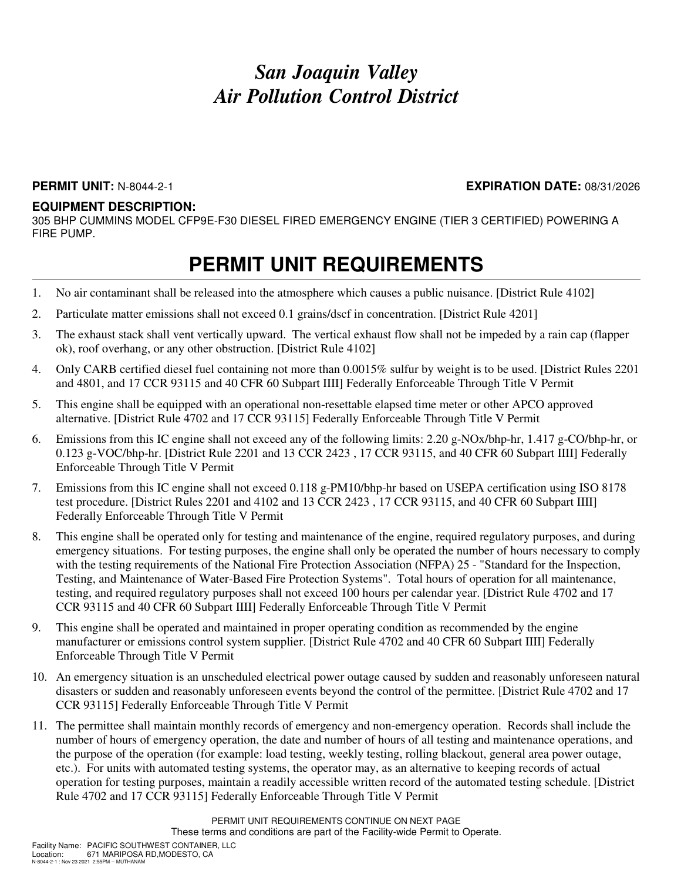# San Joaquin Valley Air Pollution Control District

**PERMIT UNIT:** N-8044-2-1 **EXPIRATION DATE:** 08/31/2026

**EQUIPMENT DESCRIPTION:**
305 BHP CUMMINS MODEL CFP9E-F30 DIESEL FIRED EMERGENCY ENGINE (TIER 3 CERTIFIED) POWERING A FIRE PUMP.

## PERMIT UNIT REQUIREMENTS

1. No air contaminant shall be released into the atmosphere which causes a public nuisance. [District Rule 4102]
2. Particulate matter emissions shall not exceed 0.1 grains/dscf in concentration. [District Rule 4201]
3. The exhaust stack shall vent vertically upward. The vertical exhaust flow shall not be impeded by a rain cap (flapper ok), roof overhang, or any other obstruction. [District Rule 4102]
4. Only CARB certified diesel fuel containing not more than 0.0015% sulfur by weight is to be used. [District Rules 2201 and 4801, and 17 CCR 93115 and 40 CFR 60 Subpart IIII] Federally Enforceable Through Title V Permit
5. This engine shall be equipped with an operational non-resettable elapsed time meter or other APCO approved alternative. [District Rule 4702 and 17 CCR 93115] Federally Enforceable Through Title V Permit
6. Emissions from this IC engine shall not exceed any of the following limits: 2.20 g-NOx/bhp-hr, 1.417 g-CO/bhp-hr, or 0.123 g-VOC/bhp-hr. [District Rule 2201 and 13 CCR 2423 , 17 CCR 93115, and 40 CFR 60 Subpart IIII] Federally Enforceable Through Title V Permit
7. Emissions from this IC engine shall not exceed 0.118 g-PM10/bhp-hr based on USEPA certification using ISO 8178 test procedure. [District Rules 2201 and 4102 and 13 CCR 2423 , 17 CCR 93115, and 40 CFR 60 Subpart IIII] Federally Enforceable Through Title V Permit
8. This engine shall be operated only for testing and maintenance of the engine, required regulatory purposes, and during emergency situations. For testing purposes, the engine shall only be operated the number of hours necessary to comply with the testing requirements of the National Fire Protection Association (NFPA) 25 - "Standard for the Inspection, Testing, and Maintenance of Water-Based Fire Protection Systems". Total hours of operation for all maintenance, testing, and required regulatory purposes shall not exceed 100 hours per calendar year. [District Rule 4702 and 17 CCR 93115 and 40 CFR 60 Subpart IIII] Federally Enforceable Through Title V Permit
9. This engine shall be operated and maintained in proper operating condition as recommended by the engine manufacturer or emissions control system supplier. [District Rule 4702 and 40 CFR 60 Subpart IIII] Federally Enforceable Through Title V Permit
10. An emergency situation is an unscheduled electrical power outage caused by sudden and reasonably unforeseen natural disasters or sudden and reasonably unforeseen events beyond the control of the permittee. [District Rule 4702 and 17 CCR 93115] Federally Enforceable Through Title V Permit
11. The permittee shall maintain monthly records of emergency and non-emergency operation. Records shall include the number of hours of emergency operation, the date and number of hours of all testing and maintenance operations, and the purpose of the operation (for example: load testing, weekly testing, rolling blackout, general area power outage, etc.). For units with automated testing systems, the operator may, as an alternative to keeping records of actual operation for testing purposes, maintain a readily accessible written record of the automated testing schedule. [District Rule 4702 and 17 CCR 93115] Federally Enforceable Through Title V Permit

PERMIT UNIT REQUIREMENTS CONTINUE ON NEXT PAGE
These terms and conditions are part of the Facility-wide Permit to Operate.

Facility Name: PACIFIC SOUTHWEST CONTAINER, LLC
Location: 671 MARIPOSA RD,MODESTO, CA
N-8044-2-1 : Nov 23 2021 2:55PM -- MUTHANAM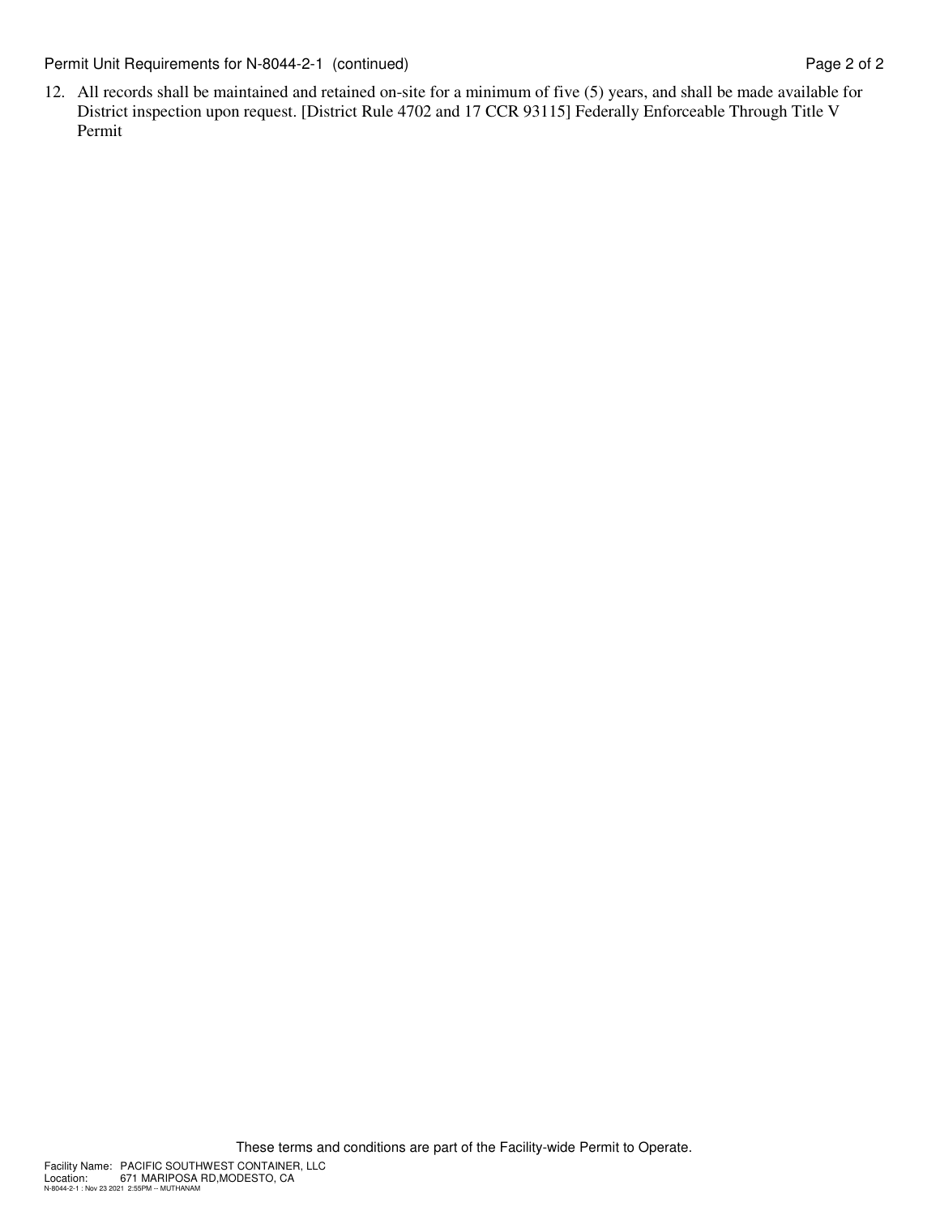12. All records shall be maintained and retained on-site for a minimum of five (5) years, and shall be made available for District inspection upon request. [District Rule 4702 and 17 CCR 93115] Federally Enforceable Through Title V Permit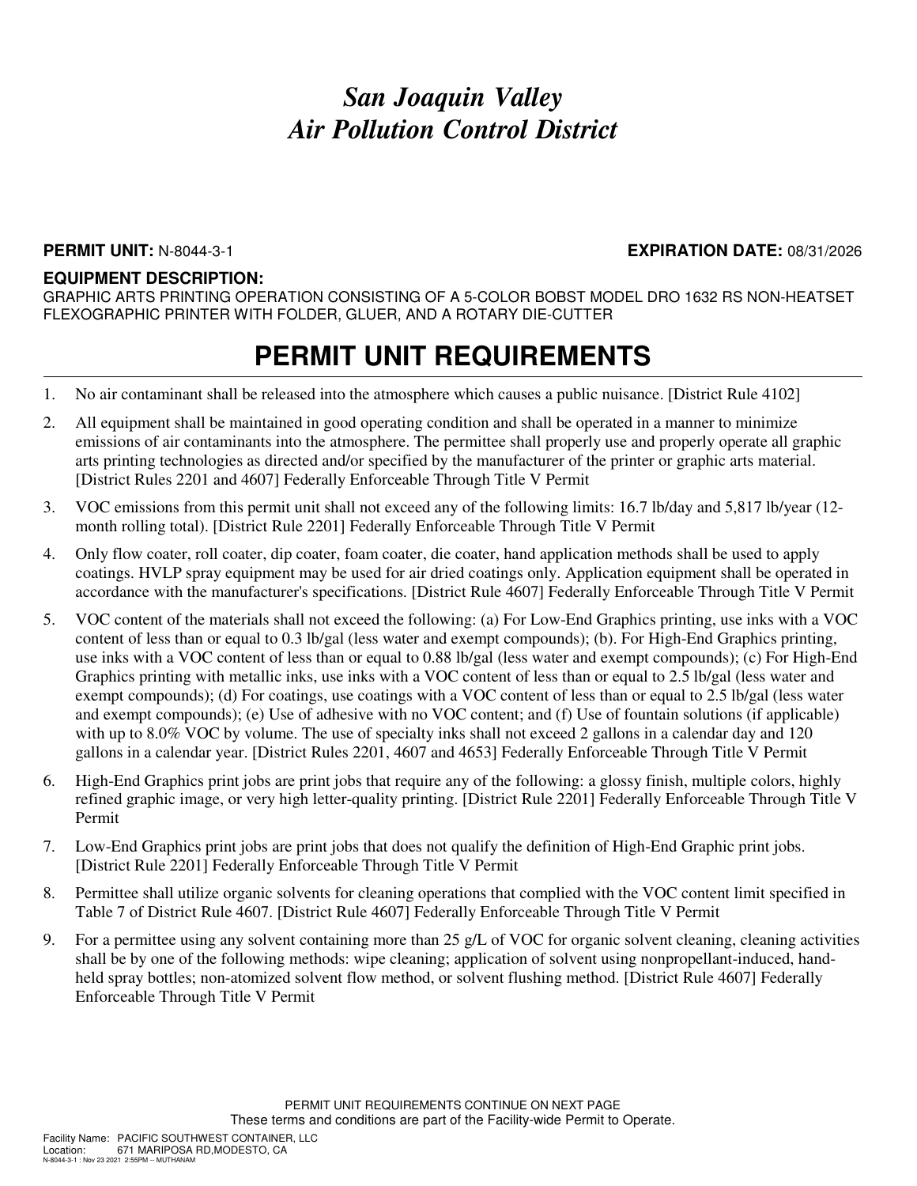# San Joaquin Valley Air Pollution Control District

**PERMIT UNIT:** N-8044-3-1 **EXPIRATION DATE:** 08/31/2026

**EQUIPMENT DESCRIPTION:**

GRAPHIC ARTS PRINTING OPERATION CONSISTING OF A 5-COLOR BOBST MODEL DRO 1632 RS NON-HEATSET FLEXOGRAPHIC PRINTER WITH FOLDER, GLUER, AND A ROTARY DIE-CUTTER

## PERMIT UNIT REQUIREMENTS

1. No air contaminant shall be released into the atmosphere which causes a public nuisance. [District Rule 4102]
2. All equipment shall be maintained in good operating condition and shall be operated in a manner to minimize emissions of air contaminants into the atmosphere. The permittee shall properly use and properly operate all graphic arts printing technologies as directed and/or specified by the manufacturer of the printer or graphic arts material. [District Rules 2201 and 4607] Federally Enforceable Through Title V Permit
3. VOC emissions from this permit unit shall not exceed any of the following limits: 16.7 lb/day and 5,817 lb/year (12-month rolling total). [District Rule 2201] Federally Enforceable Through Title V Permit
4. Only flow coater, roll coater, dip coater, foam coater, die coater, hand application methods shall be used to apply coatings. HVLP spray equipment may be used for air dried coatings only. Application equipment shall be operated in accordance with the manufacturer's specifications. [District Rule 4607] Federally Enforceable Through Title V Permit
5. VOC content of the materials shall not exceed the following: (a) For Low-End Graphics printing, use inks with a VOC content of less than or equal to 0.3 lb/gal (less water and exempt compounds); (b). For High-End Graphics printing, use inks with a VOC content of less than or equal to 0.88 lb/gal (less water and exempt compounds); (c) For High-End Graphics printing with metallic inks, use inks with a VOC content of less than or equal to 2.5 lb/gal (less water and exempt compounds); (d) For coatings, use coatings with a VOC content of less than or equal to 2.5 lb/gal (less water and exempt compounds); (e) Use of adhesive with no VOC content; and (f) Use of fountain solutions (if applicable) with up to 8.0% VOC by volume. The use of specialty inks shall not exceed 2 gallons in a calendar day and 120 gallons in a calendar year. [District Rules 2201, 4607 and 4653] Federally Enforceable Through Title V Permit
6. High-End Graphics print jobs are print jobs that require any of the following: a glossy finish, multiple colors, highly refined graphic image, or very high letter-quality printing. [District Rule 2201] Federally Enforceable Through Title V Permit
7. Low-End Graphics print jobs are print jobs that does not qualify the definition of High-End Graphic print jobs. [District Rule 2201] Federally Enforceable Through Title V Permit
8. Permittee shall utilize organic solvents for cleaning operations that complied with the VOC content limit specified in Table 7 of District Rule 4607. [District Rule 4607] Federally Enforceable Through Title V Permit
9. For a permittee using any solvent containing more than 25 g/L of VOC for organic solvent cleaning, cleaning activities shall be by one of the following methods: wipe cleaning; application of solvent using nonpropellant-induced, hand-held spray bottles; non-atomized solvent flow method, or solvent flushing method. [District Rule 4607] Federally Enforceable Through Title V Permit

PERMIT UNIT REQUIREMENTS CONTINUE ON NEXT PAGE

These terms and conditions are part of the Facility-wide Permit to Operate.

Facility Name: PACIFIC SOUTHWEST CONTAINER, LLC
Location: 671 MARIPOSA RD,MODESTO, CA
N-8044-3-1 : Nov 23 2021 2:55PM -- MUTHANAM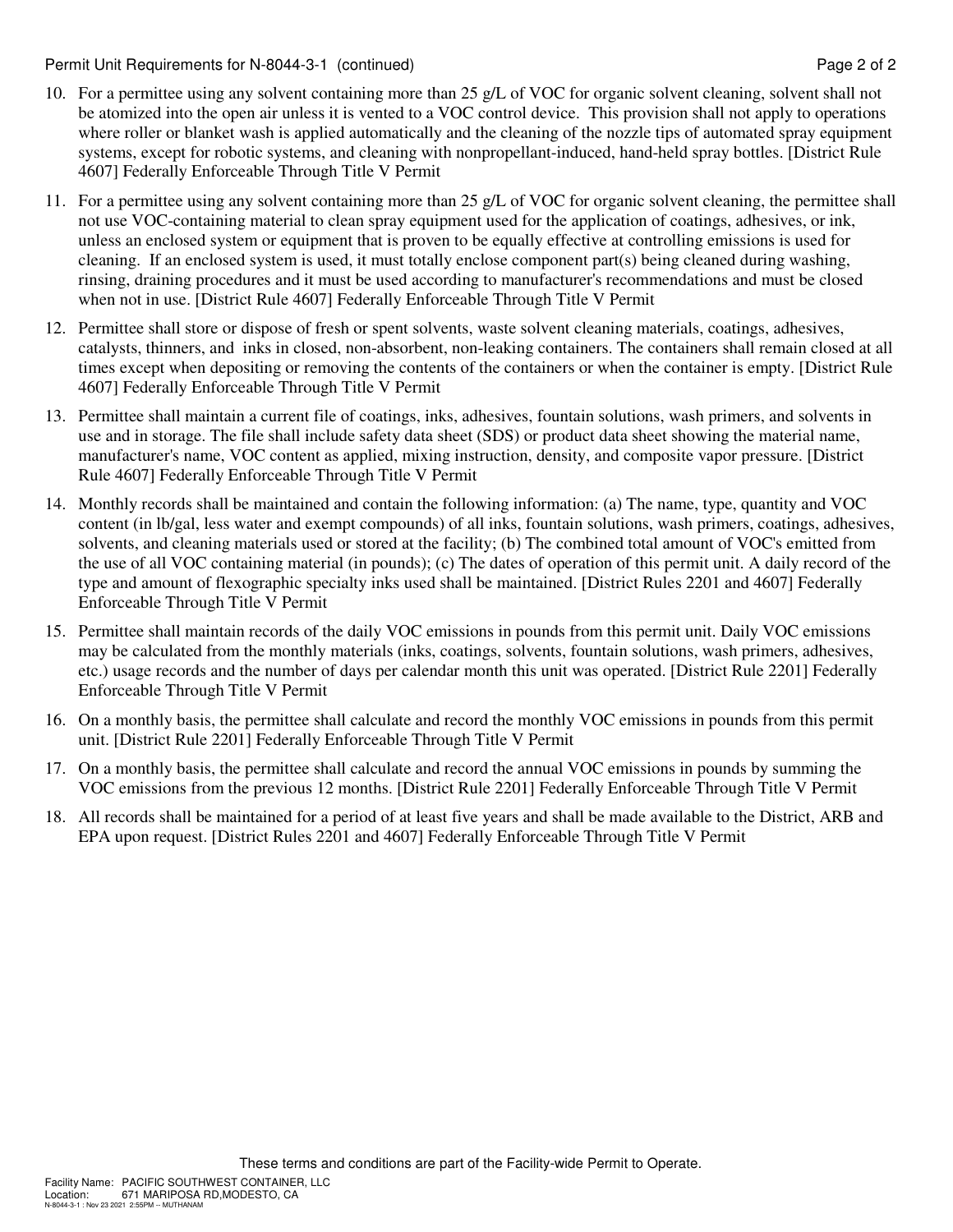10. For a permittee using any solvent containing more than 25 g/L of VOC for organic solvent cleaning, solvent shall not be atomized into the open air unless it is vented to a VOC control device. This provision shall not apply to operations where roller or blanket wash is applied automatically and the cleaning of the nozzle tips of automated spray equipment systems, except for robotic systems, and cleaning with nonpropellant-induced, hand-held spray bottles. [District Rule 4607] Federally Enforceable Through Title V Permit

11. For a permittee using any solvent containing more than 25 g/L of VOC for organic solvent cleaning, the permittee shall not use VOC-containing material to clean spray equipment used for the application of coatings, adhesives, or ink, unless an enclosed system or equipment that is proven to be equally effective at controlling emissions is used for cleaning. If an enclosed system is used, it must totally enclose component part(s) being cleaned during washing, rinsing, draining procedures and it must be used according to manufacturer's recommendations and must be closed when not in use. [District Rule 4607] Federally Enforceable Through Title V Permit

12. Permittee shall store or dispose of fresh or spent solvents, waste solvent cleaning materials, coatings, adhesives, catalysts, thinners, and inks in closed, non-absorbent, non-leaking containers. The containers shall remain closed at all times except when depositing or removing the contents of the containers or when the container is empty. [District Rule 4607] Federally Enforceable Through Title V Permit

13. Permittee shall maintain a current file of coatings, inks, adhesives, fountain solutions, wash primers, and solvents in use and in storage. The file shall include safety data sheet (SDS) or product data sheet showing the material name, manufacturer's name, VOC content as applied, mixing instruction, density, and composite vapor pressure. [District Rule 4607] Federally Enforceable Through Title V Permit

14. Monthly records shall be maintained and contain the following information: (a) The name, type, quantity and VOC content (in lb/gal, less water and exempt compounds) of all inks, fountain solutions, wash primers, coatings, adhesives, solvents, and cleaning materials used or stored at the facility; (b) The combined total amount of VOC's emitted from the use of all VOC containing material (in pounds); (c) The dates of operation of this permit unit. A daily record of the type and amount of flexographic specialty inks used shall be maintained. [District Rules 2201 and 4607] Federally Enforceable Through Title V Permit

15. Permittee shall maintain records of the daily VOC emissions in pounds from this permit unit. Daily VOC emissions may be calculated from the monthly materials (inks, coatings, solvents, fountain solutions, wash primers, adhesives, etc.) usage records and the number of days per calendar month this unit was operated. [District Rule 2201] Federally Enforceable Through Title V Permit

16. On a monthly basis, the permittee shall calculate and record the monthly VOC emissions in pounds from this permit unit. [District Rule 2201] Federally Enforceable Through Title V Permit

17. On a monthly basis, the permittee shall calculate and record the annual VOC emissions in pounds by summing the VOC emissions from the previous 12 months. [District Rule 2201] Federally Enforceable Through Title V Permit

18. All records shall be maintained for a period of at least five years and shall be made available to the District, ARB and EPA upon request. [District Rules 2201 and 4607] Federally Enforceable Through Title V Permit

These terms and conditions are part of the Facility-wide Permit to Operate.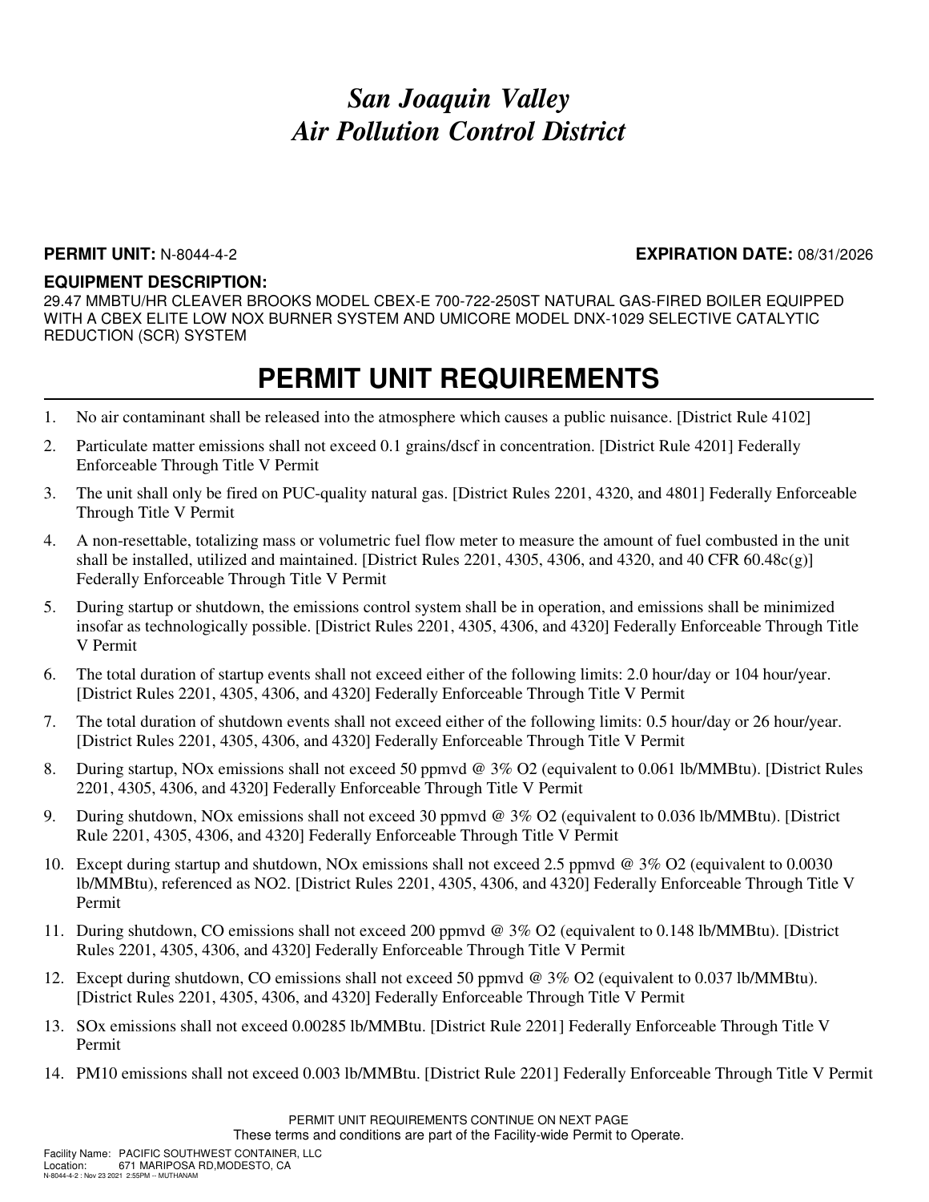# *San Joaquin Valley Air Pollution Control District*

**PERMIT UNIT:** N-8044-4-2 **EXPIRATION DATE:** 08/31/2026

**EQUIPMENT DESCRIPTION:**
29.47 MMBTU/HR CLEAVER BROOKS MODEL CBEX-E 700-722-250ST NATURAL GAS-FIRED BOILER EQUIPPED WITH A CBEX ELITE LOW NOX BURNER SYSTEM AND UMICORE MODEL DNX-1029 SELECTIVE CATALYTIC REDUCTION (SCR) SYSTEM

# PERMIT UNIT REQUIREMENTS

1. No air contaminant shall be released into the atmosphere which causes a public nuisance. [District Rule 4102]
2. Particulate matter emissions shall not exceed 0.1 grains/dscf in concentration. [District Rule 4201] Federally Enforceable Through Title V Permit
3. The unit shall only be fired on PUC-quality natural gas. [District Rules 2201, 4320, and 4801] Federally Enforceable Through Title V Permit
4. A non-resettable, totalizing mass or volumetric fuel flow meter to measure the amount of fuel combusted in the unit shall be installed, utilized and maintained. [District Rules 2201, 4305, 4306, and 4320, and 40 CFR 60.48c(g)] Federally Enforceable Through Title V Permit
5. During startup or shutdown, the emissions control system shall be in operation, and emissions shall be minimized insofar as technologically possible. [District Rules 2201, 4305, 4306, and 4320] Federally Enforceable Through Title V Permit
6. The total duration of startup events shall not exceed either of the following limits: 2.0 hour/day or 104 hour/year. [District Rules 2201, 4305, 4306, and 4320] Federally Enforceable Through Title V Permit
7. The total duration of shutdown events shall not exceed either of the following limits: 0.5 hour/day or 26 hour/year. [District Rules 2201, 4305, 4306, and 4320] Federally Enforceable Through Title V Permit
8. During startup, NOx emissions shall not exceed 50 ppmvd @ 3% O2 (equivalent to 0.061 lb/MMBtu). [District Rules 2201, 4305, 4306, and 4320] Federally Enforceable Through Title V Permit
9. During shutdown, NOx emissions shall not exceed 30 ppmvd @ 3% O2 (equivalent to 0.036 lb/MMBtu). [District Rule 2201, 4305, 4306, and 4320] Federally Enforceable Through Title V Permit
10. Except during startup and shutdown, NOx emissions shall not exceed 2.5 ppmvd @ 3% O2 (equivalent to 0.0030 lb/MMBtu), referenced as NO2. [District Rules 2201, 4305, 4306, and 4320] Federally Enforceable Through Title V Permit
11. During shutdown, CO emissions shall not exceed 200 ppmvd @ 3% O2 (equivalent to 0.148 lb/MMBtu). [District Rules 2201, 4305, 4306, and 4320] Federally Enforceable Through Title V Permit
12. Except during shutdown, CO emissions shall not exceed 50 ppmvd @ 3% O2 (equivalent to 0.037 lb/MMBtu). [District Rules 2201, 4305, 4306, and 4320] Federally Enforceable Through Title V Permit
13. SOx emissions shall not exceed 0.00285 lb/MMBtu. [District Rule 2201] Federally Enforceable Through Title V Permit
14. PM10 emissions shall not exceed 0.003 lb/MMBtu. [District Rule 2201] Federally Enforceable Through Title V Permit

PERMIT UNIT REQUIREMENTS CONTINUE ON NEXT PAGE
These terms and conditions are part of the Facility-wide Permit to Operate.

Facility Name: PACIFIC SOUTHWEST CONTAINER, LLC
Location: 671 MARIPOSA RD,MODESTO, CA
N-8044-4-2 : Nov 23 2021 2:55PM -- MUTHANAM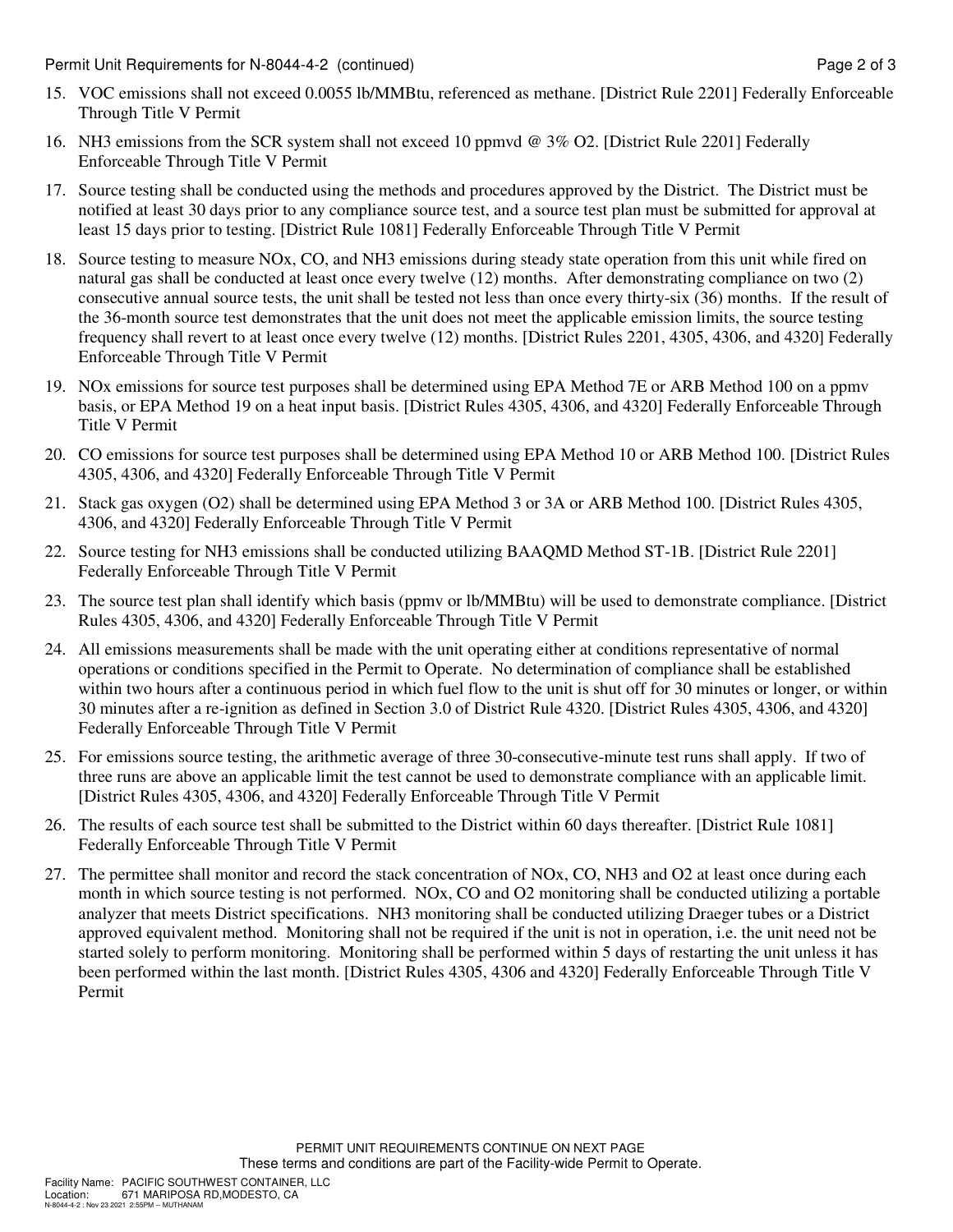15. VOC emissions shall not exceed 0.0055 lb/MMBtu, referenced as methane. [District Rule 2201] Federally Enforceable Through Title V Permit

16. $NH_3$ emissions from the SCR system shall not exceed 10 ppmvd @ 3% $O_2$. [District Rule 2201] Federally Enforceable Through Title V Permit

17. Source testing shall be conducted using the methods and procedures approved by the District. The District must be notified at least 30 days prior to any compliance source test, and a source test plan must be submitted for approval at least 15 days prior to testing. [District Rule 1081] Federally Enforceable Through Title V Permit

18. Source testing to measure $NO_x$, CO, and $NH_3$ emissions during steady state operation from this unit while fired on natural gas shall be conducted at least once every twelve (12) months. After demonstrating compliance on two (2) consecutive annual source tests, the unit shall be tested not less than once every thirty-six (36) months. If the result of the 36-month source test demonstrates that the unit does not meet the applicable emission limits, the source testing frequency shall revert to at least once every twelve (12) months. [District Rules 2201, 4305, 4306, and 4320] Federally Enforceable Through Title V Permit

19. $NO_x$ emissions for source test purposes shall be determined using EPA Method 7E or ARB Method 100 on a ppmv basis, or EPA Method 19 on a heat input basis. [District Rules 4305, 4306, and 4320] Federally Enforceable Through Title V Permit

20. CO emissions for source test purposes shall be determined using EPA Method 10 or ARB Method 100. [District Rules 4305, 4306, and 4320] Federally Enforceable Through Title V Permit

21. Stack gas oxygen ($O_2$) shall be determined using EPA Method 3 or 3A or ARB Method 100. [District Rules 4305, 4306, and 4320] Federally Enforceable Through Title V Permit

22. Source testing for $NH_3$ emissions shall be conducted utilizing BAAQMD Method ST-1B. [District Rule 2201] Federally Enforceable Through Title V Permit

23. The source test plan shall identify which basis (ppmv or lb/MMBtu) will be used to demonstrate compliance. [District Rules 4305, 4306, and 4320] Federally Enforceable Through Title V Permit

24. All emissions measurements shall be made with the unit operating either at conditions representative of normal operations or conditions specified in the Permit to Operate. No determination of compliance shall be established within two hours after a continuous period in which fuel flow to the unit is shut off for 30 minutes or longer, or within 30 minutes after a re-ignition as defined in Section 3.0 of District Rule 4320. [District Rules 4305, 4306, and 4320] Federally Enforceable Through Title V Permit

25. For emissions source testing, the arithmetic average of three 30-consecutive-minute test runs shall apply. If two of three runs are above an applicable limit the test cannot be used to demonstrate compliance with an applicable limit. [District Rules 4305, 4306, and 4320] Federally Enforceable Through Title V Permit

26. The results of each source test shall be submitted to the District within 60 days thereafter. [District Rule 1081] Federally Enforceable Through Title V Permit

27. The permittee shall monitor and record the stack concentration of $NO_x$, CO, $NH_3$ and $O_2$ at least once during each month in which source testing is not performed. $NO_x$, CO and $O_2$ monitoring shall be conducted utilizing a portable analyzer that meets District specifications. $NH_3$ monitoring shall be conducted utilizing Draeger tubes or a District approved equivalent method. Monitoring shall not be required if the unit is not in operation, i.e. the unit need not be started solely to perform monitoring. Monitoring shall be performed within 5 days of restarting the unit unless it has been performed within the last month. [District Rules 4305, 4306 and 4320] Federally Enforceable Through Title V Permit

PERMIT UNIT REQUIREMENTS CONTINUE ON NEXT PAGE
These terms and conditions are part of the Facility-wide Permit to Operate.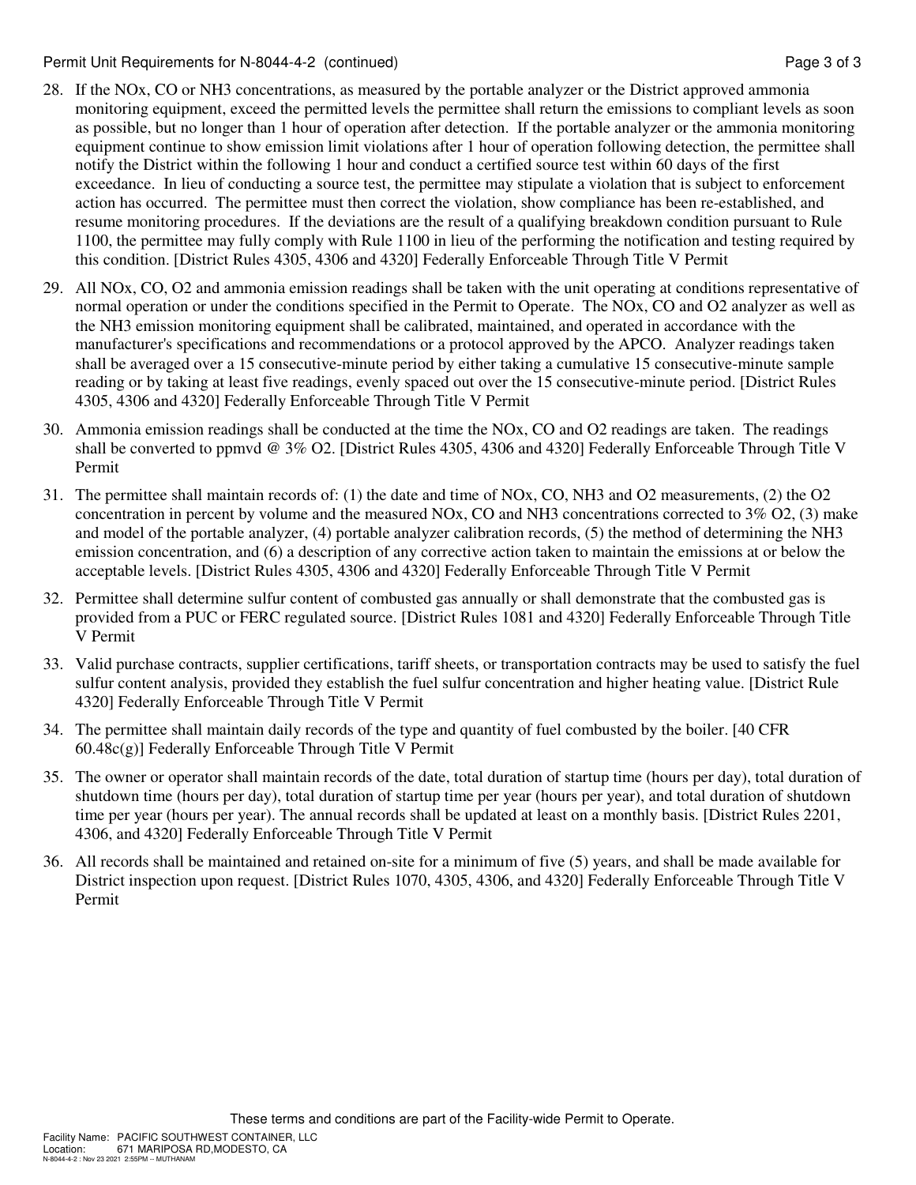28. If the NOx, CO or NH3 concentrations, as measured by the portable analyzer or the District approved ammonia monitoring equipment, exceed the permitted levels the permittee shall return the emissions to compliant levels as soon as possible, but no longer than 1 hour of operation after detection. If the portable analyzer or the ammonia monitoring equipment continue to show emission limit violations after 1 hour of operation following detection, the permittee shall notify the District within the following 1 hour and conduct a certified source test within 60 days of the first exceedance. In lieu of conducting a source test, the permittee may stipulate a violation that is subject to enforcement action has occurred. The permittee must then correct the violation, show compliance has been re-established, and resume monitoring procedures. If the deviations are the result of a qualifying breakdown condition pursuant to Rule 1100, the permittee may fully comply with Rule 1100 in lieu of the performing the notification and testing required by this condition. [District Rules 4305, 4306 and 4320] Federally Enforceable Through Title V Permit

29. All NOx, CO, O2 and ammonia emission readings shall be taken with the unit operating at conditions representative of normal operation or under the conditions specified in the Permit to Operate. The NOx, CO and O2 analyzer as well as the NH3 emission monitoring equipment shall be calibrated, maintained, and operated in accordance with the manufacturer's specifications and recommendations or a protocol approved by the APCO. Analyzer readings taken shall be averaged over a 15 consecutive-minute period by either taking a cumulative 15 consecutive-minute sample reading or by taking at least five readings, evenly spaced out over the 15 consecutive-minute period. [District Rules 4305, 4306 and 4320] Federally Enforceable Through Title V Permit

30. Ammonia emission readings shall be conducted at the time the NOx, CO and O2 readings are taken. The readings shall be converted to ppmvd @ 3% O2. [District Rules 4305, 4306 and 4320] Federally Enforceable Through Title V Permit

31. The permittee shall maintain records of: (1) the date and time of NOx, CO, NH3 and O2 measurements, (2) the O2 concentration in percent by volume and the measured NOx, CO and NH3 concentrations corrected to 3% O2, (3) make and model of the portable analyzer, (4) portable analyzer calibration records, (5) the method of determining the NH3 emission concentration, and (6) a description of any corrective action taken to maintain the emissions at or below the acceptable levels. [District Rules 4305, 4306 and 4320] Federally Enforceable Through Title V Permit

32. Permittee shall determine sulfur content of combusted gas annually or shall demonstrate that the combusted gas is provided from a PUC or FERC regulated source. [District Rules 1081 and 4320] Federally Enforceable Through Title V Permit

33. Valid purchase contracts, supplier certifications, tariff sheets, or transportation contracts may be used to satisfy the fuel sulfur content analysis, provided they establish the fuel sulfur concentration and higher heating value. [District Rule 4320] Federally Enforceable Through Title V Permit

34. The permittee shall maintain daily records of the type and quantity of fuel combusted by the boiler. [40 CFR 60.48c(g)] Federally Enforceable Through Title V Permit

35. The owner or operator shall maintain records of the date, total duration of startup time (hours per day), total duration of shutdown time (hours per day), total duration of startup time per year (hours per year), and total duration of shutdown time per year (hours per year). The annual records shall be updated at least on a monthly basis. [District Rules 2201, 4306, and 4320] Federally Enforceable Through Title V Permit

36. All records shall be maintained and retained on-site for a minimum of five (5) years, and shall be made available for District inspection upon request. [District Rules 1070, 4305, 4306, and 4320] Federally Enforceable Through Title V Permit

These terms and conditions are part of the Facility-wide Permit to Operate.

Facility Name: PACIFIC SOUTHWEST CONTAINER, LLC
Location: 671 MARIPOSA RD,MODESTO, CA
N-8044-4-2 : Nov 23 2021 2:55PM -- MUTHANAM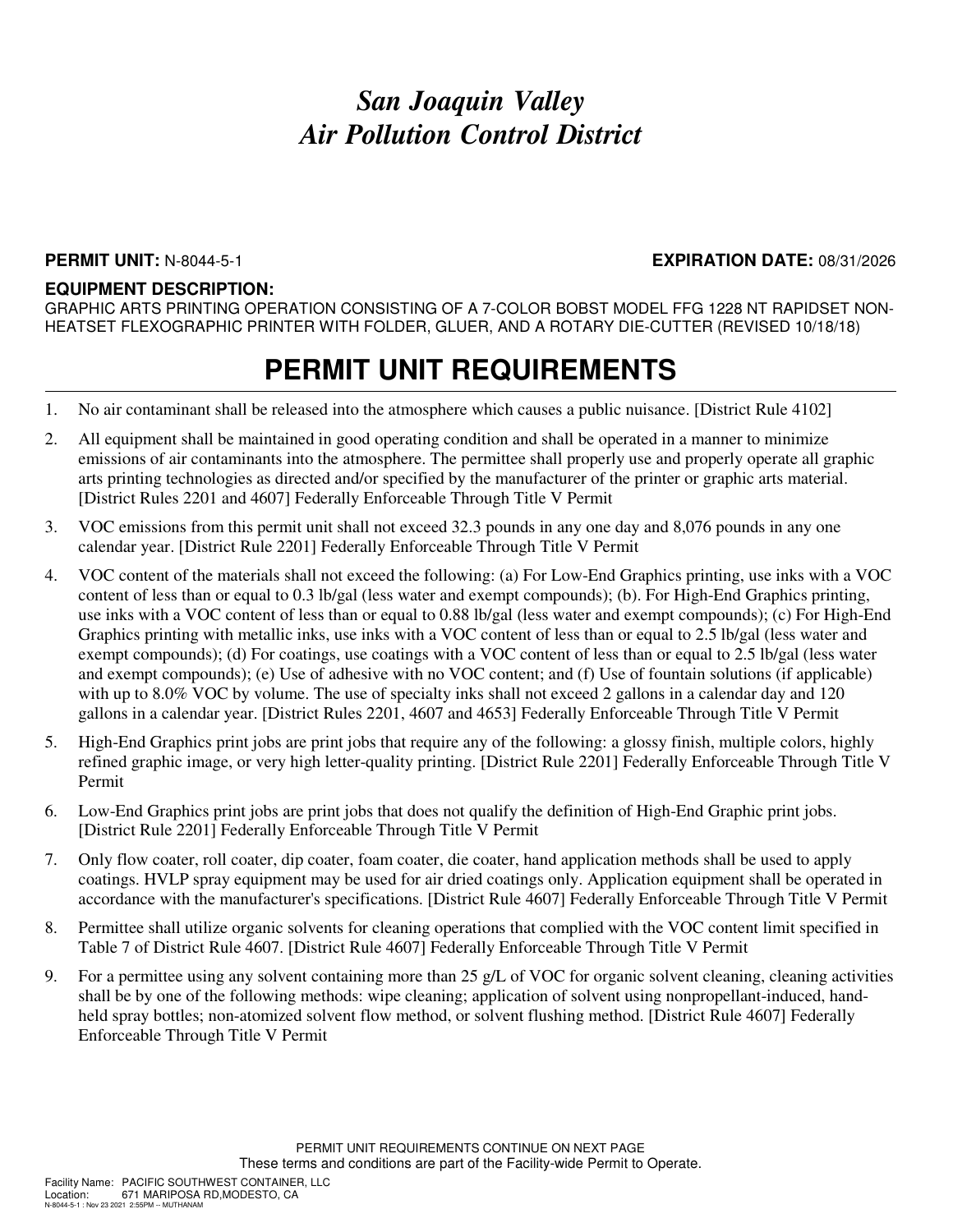# *San Joaquin Valley*
# *Air Pollution Control District*

**PERMIT UNIT:** N-8044-5-1 **EXPIRATION DATE:** 08/31/2026

**EQUIPMENT DESCRIPTION:**
GRAPHIC ARTS PRINTING OPERATION CONSISTING OF A 7-COLOR BOBST MODEL FFG 1228 NT RAPIDSET NON-HEATSET FLEXOGRAPHIC PRINTER WITH FOLDER, GLUER, AND A ROTARY DIE-CUTTER (REVISED 10/18/18)

## PERMIT UNIT REQUIREMENTS

1. No air contaminant shall be released into the atmosphere which causes a public nuisance. [District Rule 4102]
2. All equipment shall be maintained in good operating condition and shall be operated in a manner to minimize emissions of air contaminants into the atmosphere. The permittee shall properly use and properly operate all graphic arts printing technologies as directed and/or specified by the manufacturer of the printer or graphic arts material. [District Rules 2201 and 4607] Federally Enforceable Through Title V Permit
3. VOC emissions from this permit unit shall not exceed 32.3 pounds in any one day and 8,076 pounds in any one calendar year. [District Rule 2201] Federally Enforceable Through Title V Permit
4. VOC content of the materials shall not exceed the following: (a) For Low-End Graphics printing, use inks with a VOC content of less than or equal to 0.3 lb/gal (less water and exempt compounds); (b). For High-End Graphics printing, use inks with a VOC content of less than or equal to 0.88 lb/gal (less water and exempt compounds); (c) For High-End Graphics printing with metallic inks, use inks with a VOC content of less than or equal to 2.5 lb/gal (less water and exempt compounds); (d) For coatings, use coatings with a VOC content of less than or equal to 2.5 lb/gal (less water and exempt compounds); (e) Use of adhesive with no VOC content; and (f) Use of fountain solutions (if applicable) with up to 8.0% VOC by volume. The use of specialty inks shall not exceed 2 gallons in a calendar day and 120 gallons in a calendar year. [District Rules 2201, 4607 and 4653] Federally Enforceable Through Title V Permit
5. High-End Graphics print jobs are print jobs that require any of the following: a glossy finish, multiple colors, highly refined graphic image, or very high letter-quality printing. [District Rule 2201] Federally Enforceable Through Title V Permit
6. Low-End Graphics print jobs are print jobs that does not qualify the definition of High-End Graphic print jobs. [District Rule 2201] Federally Enforceable Through Title V Permit
7. Only flow coater, roll coater, dip coater, foam coater, die coater, hand application methods shall be used to apply coatings. HVLP spray equipment may be used for air dried coatings only. Application equipment shall be operated in accordance with the manufacturer's specifications. [District Rule 4607] Federally Enforceable Through Title V Permit
8. Permittee shall utilize organic solvents for cleaning operations that complied with the VOC content limit specified in Table 7 of District Rule 4607. [District Rule 4607] Federally Enforceable Through Title V Permit
9. For a permittee using any solvent containing more than 25 g/L of VOC for organic solvent cleaning, cleaning activities shall be by one of the following methods: wipe cleaning; application of solvent using nonpropellant-induced, hand-held spray bottles; non-atomized solvent flow method, or solvent flushing method. [District Rule 4607] Federally Enforceable Through Title V Permit

PERMIT UNIT REQUIREMENTS CONTINUE ON NEXT PAGE
These terms and conditions are part of the Facility-wide Permit to Operate.

Facility Name: PACIFIC SOUTHWEST CONTAINER, LLC
Location: 671 MARIPOSA RD,MODESTO, CA
N-8044-5-1 : Nov 23 2021 2:55PM -- MUTHANAM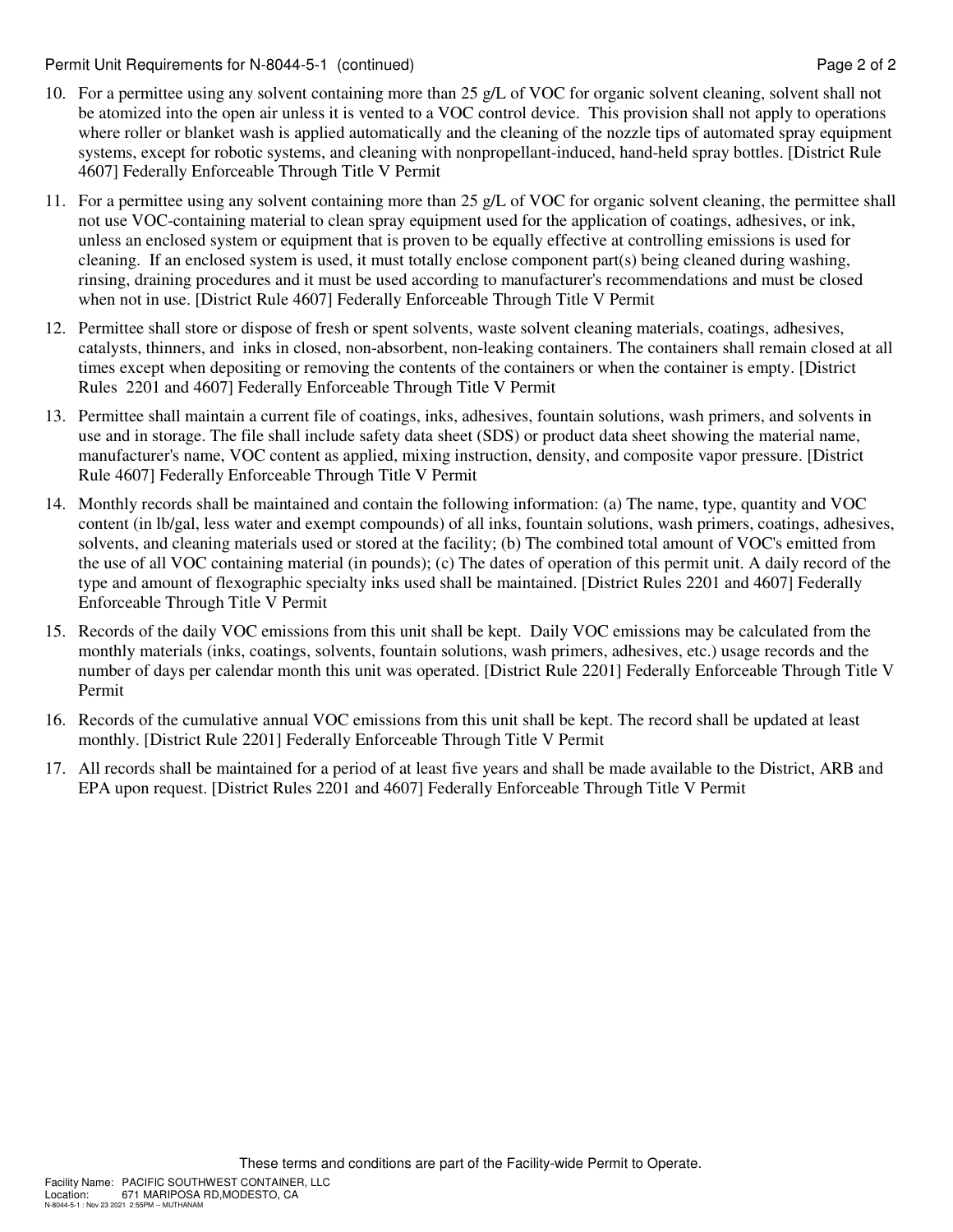10. For a permittee using any solvent containing more than 25 g/L of VOC for organic solvent cleaning, solvent shall not be atomized into the open air unless it is vented to a VOC control device. This provision shall not apply to operations where roller or blanket wash is applied automatically and the cleaning of the nozzle tips of automated spray equipment systems, except for robotic systems, and cleaning with nonpropellant-induced, hand-held spray bottles. [District Rule 4607] Federally Enforceable Through Title V Permit

11. For a permittee using any solvent containing more than 25 g/L of VOC for organic solvent cleaning, the permittee shall not use VOC-containing material to clean spray equipment used for the application of coatings, adhesives, or ink, unless an enclosed system or equipment that is proven to be equally effective at controlling emissions is used for cleaning. If an enclosed system is used, it must totally enclose component part(s) being cleaned during washing, rinsing, draining procedures and it must be used according to manufacturer's recommendations and must be closed when not in use. [District Rule 4607] Federally Enforceable Through Title V Permit

12. Permittee shall store or dispose of fresh or spent solvents, waste solvent cleaning materials, coatings, adhesives, catalysts, thinners, and inks in closed, non-absorbent, non-leaking containers. The containers shall remain closed at all times except when depositing or removing the contents of the containers or when the container is empty. [District Rules 2201 and 4607] Federally Enforceable Through Title V Permit

13. Permittee shall maintain a current file of coatings, inks, adhesives, fountain solutions, wash primers, and solvents in use and in storage. The file shall include safety data sheet (SDS) or product data sheet showing the material name, manufacturer's name, VOC content as applied, mixing instruction, density, and composite vapor pressure. [District Rule 4607] Federally Enforceable Through Title V Permit

14. Monthly records shall be maintained and contain the following information: (a) The name, type, quantity and VOC content (in lb/gal, less water and exempt compounds) of all inks, fountain solutions, wash primers, coatings, adhesives, solvents, and cleaning materials used or stored at the facility; (b) The combined total amount of VOC's emitted from the use of all VOC containing material (in pounds); (c) The dates of operation of this permit unit. A daily record of the type and amount of flexographic specialty inks used shall be maintained. [District Rules 2201 and 4607] Federally Enforceable Through Title V Permit

15. Records of the daily VOC emissions from this unit shall be kept. Daily VOC emissions may be calculated from the monthly materials (inks, coatings, solvents, fountain solutions, wash primers, adhesives, etc.) usage records and the number of days per calendar month this unit was operated. [District Rule 2201] Federally Enforceable Through Title V Permit

16. Records of the cumulative annual VOC emissions from this unit shall be kept. The record shall be updated at least monthly. [District Rule 2201] Federally Enforceable Through Title V Permit

17. All records shall be maintained for a period of at least five years and shall be made available to the District, ARB and EPA upon request. [District Rules 2201 and 4607] Federally Enforceable Through Title V Permit

These terms and conditions are part of the Facility-wide Permit to Operate.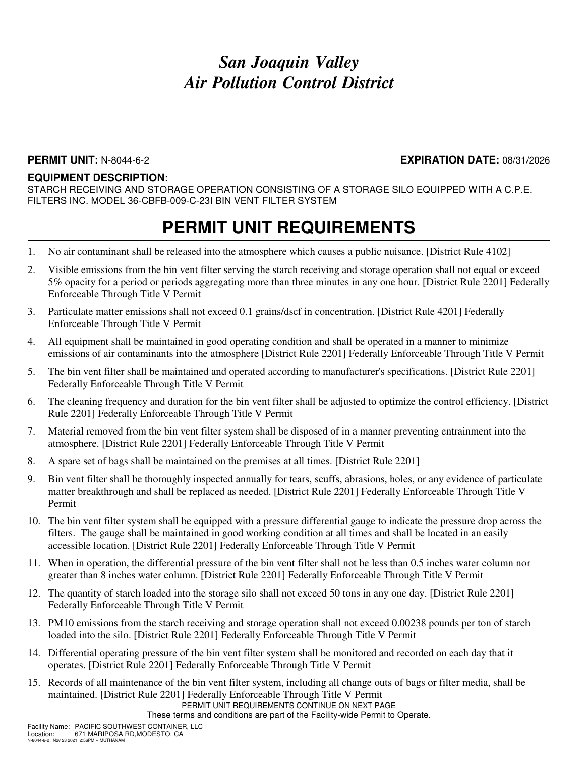# *San Joaquin Valley Air Pollution Control District*

**PERMIT UNIT:** N-8044-6-2 **EXPIRATION DATE:** 08/31/2026

**EQUIPMENT DESCRIPTION:**

STARCH RECEIVING AND STORAGE OPERATION CONSISTING OF A STORAGE SILO EQUIPPED WITH A C.P.E. FILTERS INC. MODEL 36-CBFB-009-C-23I BIN VENT FILTER SYSTEM

# PERMIT UNIT REQUIREMENTS

1. No air contaminant shall be released into the atmosphere which causes a public nuisance. [District Rule 4102]
2. Visible emissions from the bin vent filter serving the starch receiving and storage operation shall not equal or exceed 5% opacity for a period or periods aggregating more than three minutes in any one hour. [District Rule 2201] Federally Enforceable Through Title V Permit
3. Particulate matter emissions shall not exceed 0.1 grains/dscf in concentration. [District Rule 4201] Federally Enforceable Through Title V Permit
4. All equipment shall be maintained in good operating condition and shall be operated in a manner to minimize emissions of air contaminants into the atmosphere [District Rule 2201] Federally Enforceable Through Title V Permit
5. The bin vent filter shall be maintained and operated according to manufacturer's specifications. [District Rule 2201] Federally Enforceable Through Title V Permit
6. The cleaning frequency and duration for the bin vent filter shall be adjusted to optimize the control efficiency. [District Rule 2201] Federally Enforceable Through Title V Permit
7. Material removed from the bin vent filter system shall be disposed of in a manner preventing entrainment into the atmosphere. [District Rule 2201] Federally Enforceable Through Title V Permit
8. A spare set of bags shall be maintained on the premises at all times. [District Rule 2201]
9. Bin vent filter shall be thoroughly inspected annually for tears, scuffs, abrasions, holes, or any evidence of particulate matter breakthrough and shall be replaced as needed. [District Rule 2201] Federally Enforceable Through Title V Permit
10. The bin vent filter system shall be equipped with a pressure differential gauge to indicate the pressure drop across the filters. The gauge shall be maintained in good working condition at all times and shall be located in an easily accessible location. [District Rule 2201] Federally Enforceable Through Title V Permit
11. When in operation, the differential pressure of the bin vent filter shall not be less than 0.5 inches water column nor greater than 8 inches water column. [District Rule 2201] Federally Enforceable Through Title V Permit
12. The quantity of starch loaded into the storage silo shall not exceed 50 tons in any one day. [District Rule 2201] Federally Enforceable Through Title V Permit
13. PM10 emissions from the starch receiving and storage operation shall not exceed 0.00238 pounds per ton of starch loaded into the silo. [District Rule 2201] Federally Enforceable Through Title V Permit
14. Differential operating pressure of the bin vent filter system shall be monitored and recorded on each day that it operates. [District Rule 2201] Federally Enforceable Through Title V Permit
15. Records of all maintenance of the bin vent filter system, including all change outs of bags or filter media, shall be maintained. [District Rule 2201] Federally Enforceable Through Title V Permit

PERMIT UNIT REQUIREMENTS CONTINUE ON NEXT PAGE

These terms and conditions are part of the Facility-wide Permit to Operate.

Facility Name: PACIFIC SOUTHWEST CONTAINER, LLC
Location: 671 MARIPOSA RD,MODESTO, CA
N-8044-6-2 : Nov 23 2021 2:56PM -- MUTHANAM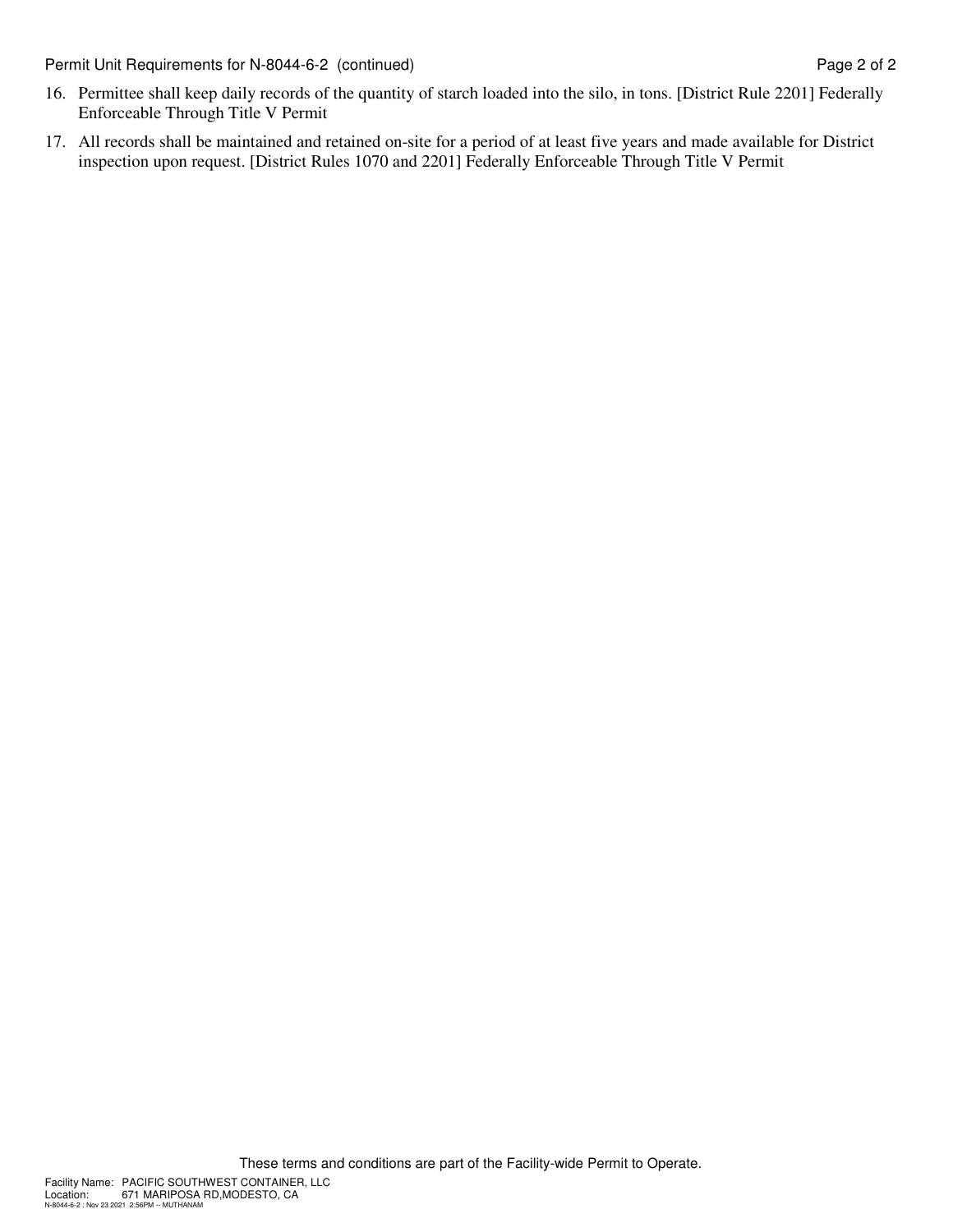16. Permittee shall keep daily records of the quantity of starch loaded into the silo, in tons. [District Rule 2201] Federally Enforceable Through Title V Permit
17. All records shall be maintained and retained on-site for a period of at least five years and made available for District inspection upon request. [District Rules 1070 and 2201] Federally Enforceable Through Title V Permit

These terms and conditions are part of the Facility-wide Permit to Operate.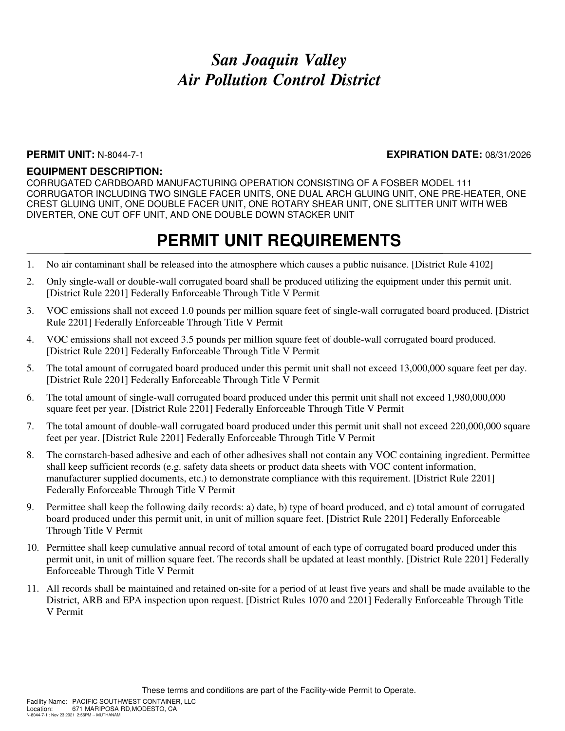# *San Joaquin Valley*
# *Air Pollution Control District*

**PERMIT UNIT:** N-8044-7-1 **EXPIRATION DATE:** 08/31/2026

**EQUIPMENT DESCRIPTION:**
CORRUGATED CARDBOARD MANUFACTURING OPERATION CONSISTING OF A FOSBER MODEL 111 CORRUGATOR INCLUDING TWO SINGLE FACER UNITS, ONE DUAL ARCH GLUING UNIT, ONE PRE-HEATER, ONE CREST GLUING UNIT, ONE DOUBLE FACER UNIT, ONE ROTARY SHEAR UNIT, ONE SLITTER UNIT WITH WEB DIVERTER, ONE CUT OFF UNIT, AND ONE DOUBLE DOWN STACKER UNIT

## PERMIT UNIT REQUIREMENTS

1. No air contaminant shall be released into the atmosphere which causes a public nuisance. [District Rule 4102]
2. Only single-wall or double-wall corrugated board shall be produced utilizing the equipment under this permit unit. [District Rule 2201] Federally Enforceable Through Title V Permit
3. VOC emissions shall not exceed 1.0 pounds per million square feet of single-wall corrugated board produced. [District Rule 2201] Federally Enforceable Through Title V Permit
4. VOC emissions shall not exceed 3.5 pounds per million square feet of double-wall corrugated board produced. [District Rule 2201] Federally Enforceable Through Title V Permit
5. The total amount of corrugated board produced under this permit unit shall not exceed 13,000,000 square feet per day. [District Rule 2201] Federally Enforceable Through Title V Permit
6. The total amount of single-wall corrugated board produced under this permit unit shall not exceed 1,980,000,000 square feet per year. [District Rule 2201] Federally Enforceable Through Title V Permit
7. The total amount of double-wall corrugated board produced under this permit unit shall not exceed 220,000,000 square feet per year. [District Rule 2201] Federally Enforceable Through Title V Permit
8. The cornstarch-based adhesive and each of other adhesives shall not contain any VOC containing ingredient. Permittee shall keep sufficient records (e.g. safety data sheets or product data sheets with VOC content information, manufacturer supplied documents, etc.) to demonstrate compliance with this requirement. [District Rule 2201] Federally Enforceable Through Title V Permit
9. Permittee shall keep the following daily records: a) date, b) type of board produced, and c) total amount of corrugated board produced under this permit unit, in unit of million square feet. [District Rule 2201] Federally Enforceable Through Title V Permit
10. Permittee shall keep cumulative annual record of total amount of each type of corrugated board produced under this permit unit, in unit of million square feet. The records shall be updated at least monthly. [District Rule 2201] Federally Enforceable Through Title V Permit
11. All records shall be maintained and retained on-site for a period of at least five years and shall be made available to the District, ARB and EPA inspection upon request. [District Rules 1070 and 2201] Federally Enforceable Through Title V Permit

These terms and conditions are part of the Facility-wide Permit to Operate.

Facility Name: PACIFIC SOUTHWEST CONTAINER, LLC
Location: 671 MARIPOSA RD,MODESTO, CA
N-8044-7-1 : Nov 23 2021 2:56PM -- MUTHANAM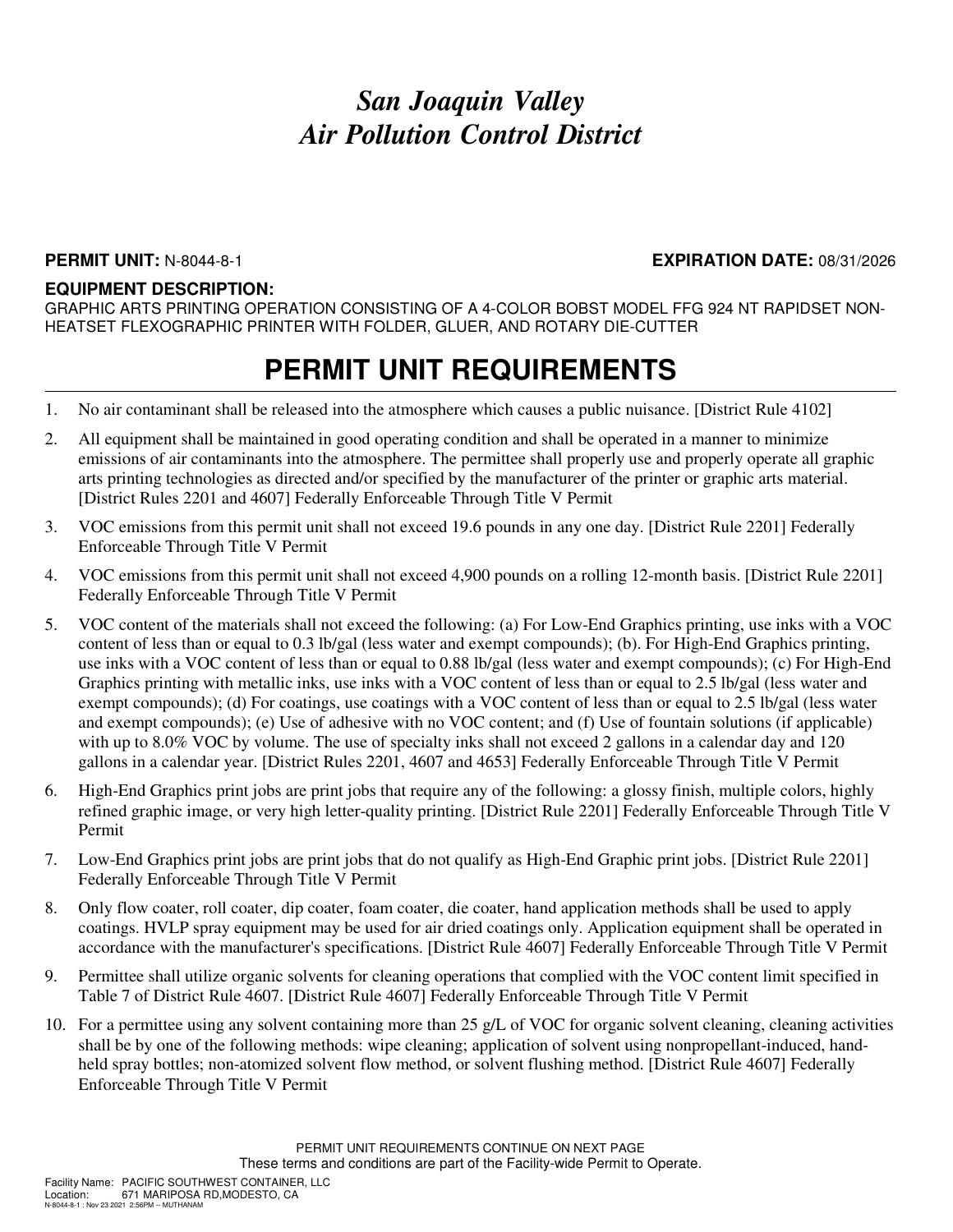# *San Joaquin Valley Air Pollution Control District*

**PERMIT UNIT:** N-8044-8-1 **EXPIRATION DATE:** 08/31/2026

**EQUIPMENT DESCRIPTION:**
GRAPHIC ARTS PRINTING OPERATION CONSISTING OF A 4-COLOR BOBST MODEL FFG 924 NT RAPIDSET NON-HEATSET FLEXOGRAPHIC PRINTER WITH FOLDER, GLUER, AND ROTARY DIE-CUTTER

## PERMIT UNIT REQUIREMENTS

1. No air contaminant shall be released into the atmosphere which causes a public nuisance. [District Rule 4102]
2. All equipment shall be maintained in good operating condition and shall be operated in a manner to minimize emissions of air contaminants into the atmosphere. The permittee shall properly use and properly operate all graphic arts printing technologies as directed and/or specified by the manufacturer of the printer or graphic arts material. [District Rules 2201 and 4607] Federally Enforceable Through Title V Permit
3. VOC emissions from this permit unit shall not exceed 19.6 pounds in any one day. [District Rule 2201] Federally Enforceable Through Title V Permit
4. VOC emissions from this permit unit shall not exceed 4,900 pounds on a rolling 12-month basis. [District Rule 2201] Federally Enforceable Through Title V Permit
5. VOC content of the materials shall not exceed the following: (a) For Low-End Graphics printing, use inks with a VOC content of less than or equal to 0.3 lb/gal (less water and exempt compounds); (b). For High-End Graphics printing, use inks with a VOC content of less than or equal to 0.88 lb/gal (less water and exempt compounds); (c) For High-End Graphics printing with metallic inks, use inks with a VOC content of less than or equal to 2.5 lb/gal (less water and exempt compounds); (d) For coatings, use coatings with a VOC content of less than or equal to 2.5 lb/gal (less water and exempt compounds); (e) Use of adhesive with no VOC content; and (f) Use of fountain solutions (if applicable) with up to 8.0% VOC by volume. The use of specialty inks shall not exceed 2 gallons in a calendar day and 120 gallons in a calendar year. [District Rules 2201, 4607 and 4653] Federally Enforceable Through Title V Permit
6. High-End Graphics print jobs are print jobs that require any of the following: a glossy finish, multiple colors, highly refined graphic image, or very high letter-quality printing. [District Rule 2201] Federally Enforceable Through Title V Permit
7. Low-End Graphics print jobs are print jobs that do not qualify as High-End Graphic print jobs. [District Rule 2201] Federally Enforceable Through Title V Permit
8. Only flow coater, roll coater, dip coater, foam coater, die coater, hand application methods shall be used to apply coatings. HVLP spray equipment may be used for air dried coatings only. Application equipment shall be operated in accordance with the manufacturer's specifications. [District Rule 4607] Federally Enforceable Through Title V Permit
9. Permittee shall utilize organic solvents for cleaning operations that complied with the VOC content limit specified in Table 7 of District Rule 4607. [District Rule 4607] Federally Enforceable Through Title V Permit
10. For a permittee using any solvent containing more than 25 g/L of VOC for organic solvent cleaning, cleaning activities shall be by one of the following methods: wipe cleaning; application of solvent using nonpropellant-induced, hand-held spray bottles; non-atomized solvent flow method, or solvent flushing method. [District Rule 4607] Federally Enforceable Through Title V Permit

PERMIT UNIT REQUIREMENTS CONTINUE ON NEXT PAGE
These terms and conditions are part of the Facility-wide Permit to Operate.

Facility Name: PACIFIC SOUTHWEST CONTAINER, LLC
Location: 671 MARIPOSA RD,MODESTO, CA
N-8044-8-1 : Nov 23 2021 2:56PM -- MUTHANAM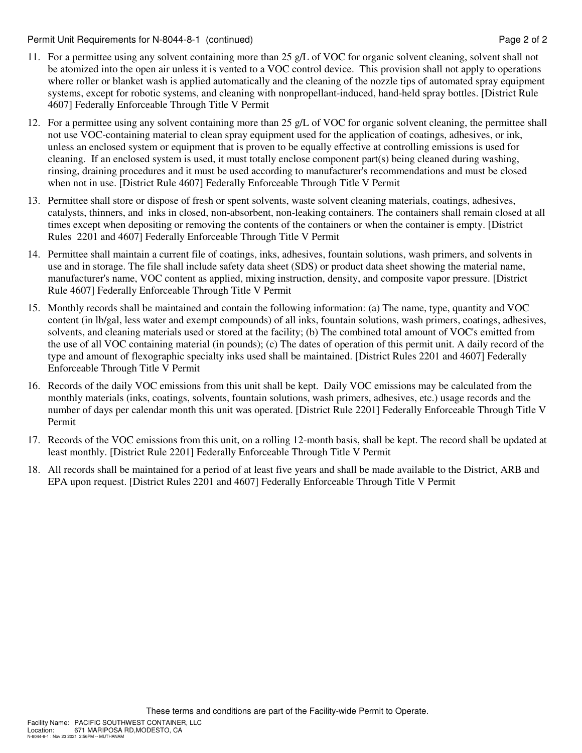11. For a permittee using any solvent containing more than 25 g/L of VOC for organic solvent cleaning, solvent shall not be atomized into the open air unless it is vented to a VOC control device. This provision shall not apply to operations where roller or blanket wash is applied automatically and the cleaning of the nozzle tips of automated spray equipment systems, except for robotic systems, and cleaning with nonpropellant-induced, hand-held spray bottles. [District Rule 4607] Federally Enforceable Through Title V Permit
12. For a permittee using any solvent containing more than 25 g/L of VOC for organic solvent cleaning, the permittee shall not use VOC-containing material to clean spray equipment used for the application of coatings, adhesives, or ink, unless an enclosed system or equipment that is proven to be equally effective at controlling emissions is used for cleaning. If an enclosed system is used, it must totally enclose component part(s) being cleaned during washing, rinsing, draining procedures and it must be used according to manufacturer's recommendations and must be closed when not in use. [District Rule 4607] Federally Enforceable Through Title V Permit
13. Permittee shall store or dispose of fresh or spent solvents, waste solvent cleaning materials, coatings, adhesives, catalysts, thinners, and inks in closed, non-absorbent, non-leaking containers. The containers shall remain closed at all times except when depositing or removing the contents of the containers or when the container is empty. [District Rules 2201 and 4607] Federally Enforceable Through Title V Permit
14. Permittee shall maintain a current file of coatings, inks, adhesives, fountain solutions, wash primers, and solvents in use and in storage. The file shall include safety data sheet (SDS) or product data sheet showing the material name, manufacturer's name, VOC content as applied, mixing instruction, density, and composite vapor pressure. [District Rule 4607] Federally Enforceable Through Title V Permit
15. Monthly records shall be maintained and contain the following information: (a) The name, type, quantity and VOC content (in lb/gal, less water and exempt compounds) of all inks, fountain solutions, wash primers, coatings, adhesives, solvents, and cleaning materials used or stored at the facility; (b) The combined total amount of VOC's emitted from the use of all VOC containing material (in pounds); (c) The dates of operation of this permit unit. A daily record of the type and amount of flexographic specialty inks used shall be maintained. [District Rules 2201 and 4607] Federally Enforceable Through Title V Permit
16. Records of the daily VOC emissions from this unit shall be kept. Daily VOC emissions may be calculated from the monthly materials (inks, coatings, solvents, fountain solutions, wash primers, adhesives, etc.) usage records and the number of days per calendar month this unit was operated. [District Rule 2201] Federally Enforceable Through Title V Permit
17. Records of the VOC emissions from this unit, on a rolling 12-month basis, shall be kept. The record shall be updated at least monthly. [District Rule 2201] Federally Enforceable Through Title V Permit
18. All records shall be maintained for a period of at least five years and shall be made available to the District, ARB and EPA upon request. [District Rules 2201 and 4607] Federally Enforceable Through Title V Permit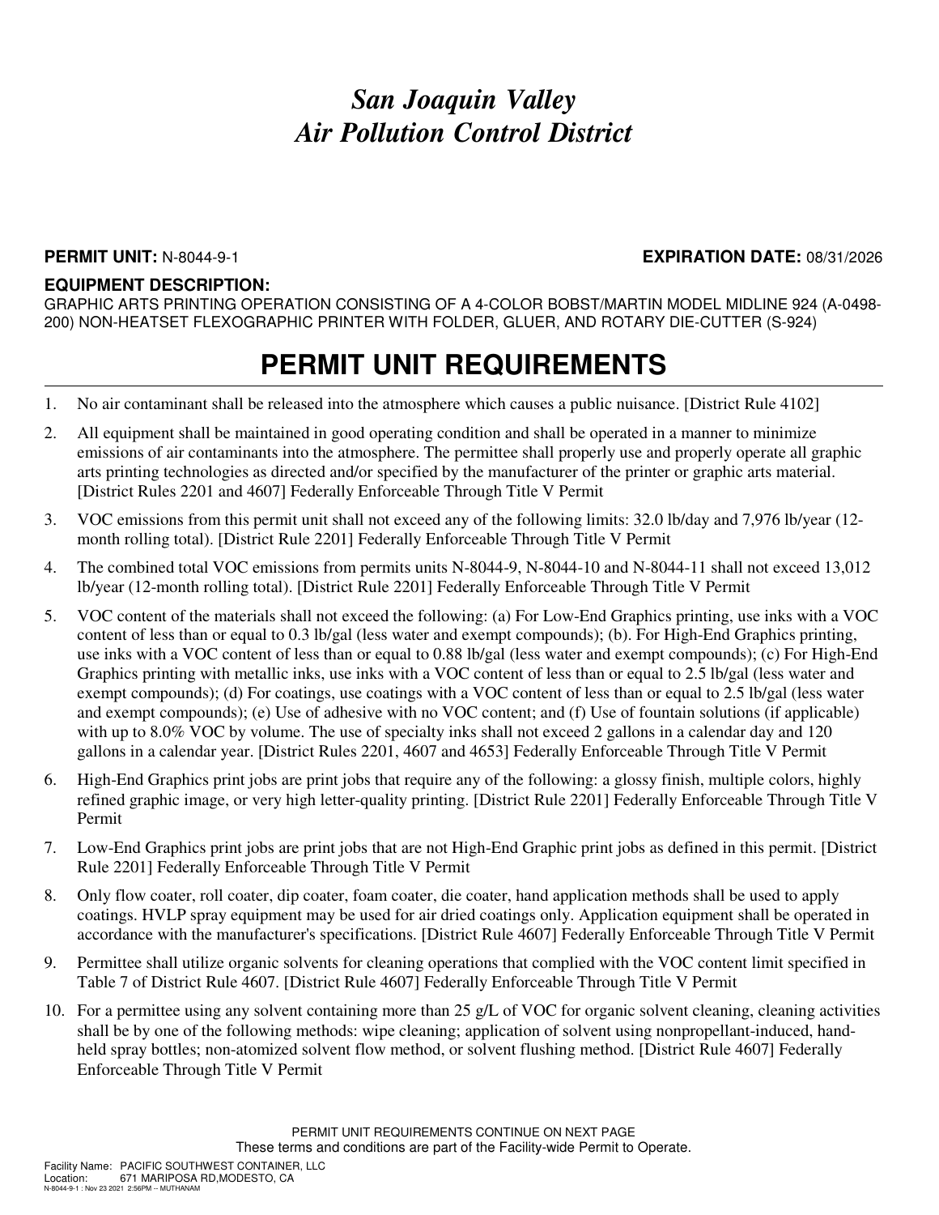# *San Joaquin Valley Air Pollution Control District*

**PERMIT UNIT:** N-8044-9-1 **EXPIRATION DATE:** 08/31/2026

**EQUIPMENT DESCRIPTION:**

GRAPHIC ARTS PRINTING OPERATION CONSISTING OF A 4-COLOR BOBST/MARTIN MODEL MIDLINE 924 (A-0498-200) NON-HEATSET FLEXOGRAPHIC PRINTER WITH FOLDER, GLUER, AND ROTARY DIE-CUTTER (S-924)

# PERMIT UNIT REQUIREMENTS

1. No air contaminant shall be released into the atmosphere which causes a public nuisance. [District Rule 4102]
2. All equipment shall be maintained in good operating condition and shall be operated in a manner to minimize emissions of air contaminants into the atmosphere. The permittee shall properly use and properly operate all graphic arts printing technologies as directed and/or specified by the manufacturer of the printer or graphic arts material. [District Rules 2201 and 4607] Federally Enforceable Through Title V Permit
3. VOC emissions from this permit unit shall not exceed any of the following limits: 32.0 lb/day and 7,976 lb/year (12-month rolling total). [District Rule 2201] Federally Enforceable Through Title V Permit
4. The combined total VOC emissions from permits units N-8044-9, N-8044-10 and N-8044-11 shall not exceed 13,012 lb/year (12-month rolling total). [District Rule 2201] Federally Enforceable Through Title V Permit
5. VOC content of the materials shall not exceed the following: (a) For Low-End Graphics printing, use inks with a VOC content of less than or equal to 0.3 lb/gal (less water and exempt compounds); (b). For High-End Graphics printing, use inks with a VOC content of less than or equal to 0.88 lb/gal (less water and exempt compounds); (c) For High-End Graphics printing with metallic inks, use inks with a VOC content of less than or equal to 2.5 lb/gal (less water and exempt compounds); (d) For coatings, use coatings with a VOC content of less than or equal to 2.5 lb/gal (less water and exempt compounds); (e) Use of adhesive with no VOC content; and (f) Use of fountain solutions (if applicable) with up to 8.0% VOC by volume. The use of specialty inks shall not exceed 2 gallons in a calendar day and 120 gallons in a calendar year. [District Rules 2201, 4607 and 4653] Federally Enforceable Through Title V Permit
6. High-End Graphics print jobs are print jobs that require any of the following: a glossy finish, multiple colors, highly refined graphic image, or very high letter-quality printing. [District Rule 2201] Federally Enforceable Through Title V Permit
7. Low-End Graphics print jobs are print jobs that are not High-End Graphic print jobs as defined in this permit. [District Rule 2201] Federally Enforceable Through Title V Permit
8. Only flow coater, roll coater, dip coater, foam coater, die coater, hand application methods shall be used to apply coatings. HVLP spray equipment may be used for air dried coatings only. Application equipment shall be operated in accordance with the manufacturer's specifications. [District Rule 4607] Federally Enforceable Through Title V Permit
9. Permittee shall utilize organic solvents for cleaning operations that complied with the VOC content limit specified in Table 7 of District Rule 4607. [District Rule 4607] Federally Enforceable Through Title V Permit
10. For a permittee using any solvent containing more than 25 g/L of VOC for organic solvent cleaning, cleaning activities shall be by one of the following methods: wipe cleaning; application of solvent using nonpropellant-induced, hand-held spray bottles; non-atomized solvent flow method, or solvent flushing method. [District Rule 4607] Federally Enforceable Through Title V Permit

PERMIT UNIT REQUIREMENTS CONTINUE ON NEXT PAGE

These terms and conditions are part of the Facility-wide Permit to Operate.

Facility Name: PACIFIC SOUTHWEST CONTAINER, LLC
Location: 671 MARIPOSA RD,MODESTO, CA
N-8044-9-1 : Nov 23 2021 2:56PM -- MUTHANAM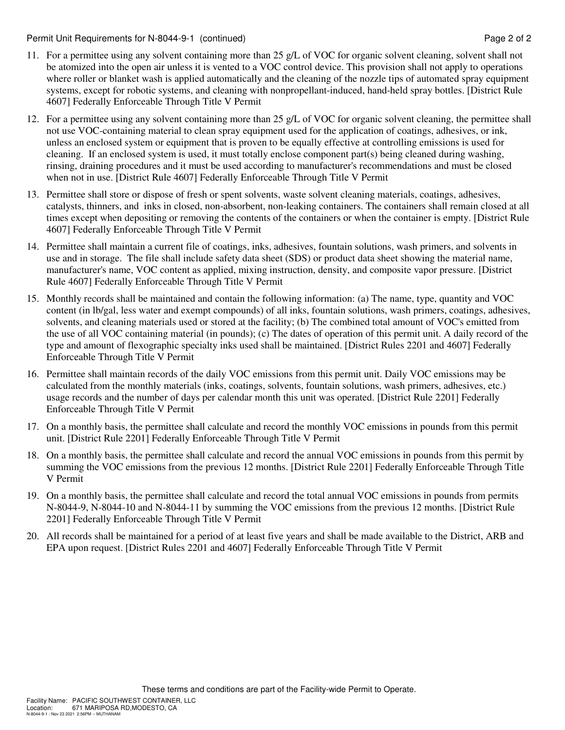11. For a permittee using any solvent containing more than 25 g/L of VOC for organic solvent cleaning, solvent shall not be atomized into the open air unless it is vented to a VOC control device. This provision shall not apply to operations where roller or blanket wash is applied automatically and the cleaning of the nozzle tips of automated spray equipment systems, except for robotic systems, and cleaning with nonpropellant-induced, hand-held spray bottles. [District Rule 4607] Federally Enforceable Through Title V Permit
12. For a permittee using any solvent containing more than 25 g/L of VOC for organic solvent cleaning, the permittee shall not use VOC-containing material to clean spray equipment used for the application of coatings, adhesives, or ink, unless an enclosed system or equipment that is proven to be equally effective at controlling emissions is used for cleaning. If an enclosed system is used, it must totally enclose component part(s) being cleaned during washing, rinsing, draining procedures and it must be used according to manufacturer's recommendations and must be closed when not in use. [District Rule 4607] Federally Enforceable Through Title V Permit
13. Permittee shall store or dispose of fresh or spent solvents, waste solvent cleaning materials, coatings, adhesives, catalysts, thinners, and inks in closed, non-absorbent, non-leaking containers. The containers shall remain closed at all times except when depositing or removing the contents of the containers or when the container is empty. [District Rule 4607] Federally Enforceable Through Title V Permit
14. Permittee shall maintain a current file of coatings, inks, adhesives, fountain solutions, wash primers, and solvents in use and in storage. The file shall include safety data sheet (SDS) or product data sheet showing the material name, manufacturer's name, VOC content as applied, mixing instruction, density, and composite vapor pressure. [District Rule 4607] Federally Enforceable Through Title V Permit
15. Monthly records shall be maintained and contain the following information: (a) The name, type, quantity and VOC content (in lb/gal, less water and exempt compounds) of all inks, fountain solutions, wash primers, coatings, adhesives, solvents, and cleaning materials used or stored at the facility; (b) The combined total amount of VOC's emitted from the use of all VOC containing material (in pounds); (c) The dates of operation of this permit unit. A daily record of the type and amount of flexographic specialty inks used shall be maintained. [District Rules 2201 and 4607] Federally Enforceable Through Title V Permit
16. Permittee shall maintain records of the daily VOC emissions from this permit unit. Daily VOC emissions may be calculated from the monthly materials (inks, coatings, solvents, fountain solutions, wash primers, adhesives, etc.) usage records and the number of days per calendar month this unit was operated. [District Rule 2201] Federally Enforceable Through Title V Permit
17. On a monthly basis, the permittee shall calculate and record the monthly VOC emissions in pounds from this permit unit. [District Rule 2201] Federally Enforceable Through Title V Permit
18. On a monthly basis, the permittee shall calculate and record the annual VOC emissions in pounds from this permit by summing the VOC emissions from the previous 12 months. [District Rule 2201] Federally Enforceable Through Title V Permit
19. On a monthly basis, the permittee shall calculate and record the total annual VOC emissions in pounds from permits N-8044-9, N-8044-10 and N-8044-11 by summing the VOC emissions from the previous 12 months. [District Rule 2201] Federally Enforceable Through Title V Permit
20. All records shall be maintained for a period of at least five years and shall be made available to the District, ARB and EPA upon request. [District Rules 2201 and 4607] Federally Enforceable Through Title V Permit

These terms and conditions are part of the Facility-wide Permit to Operate.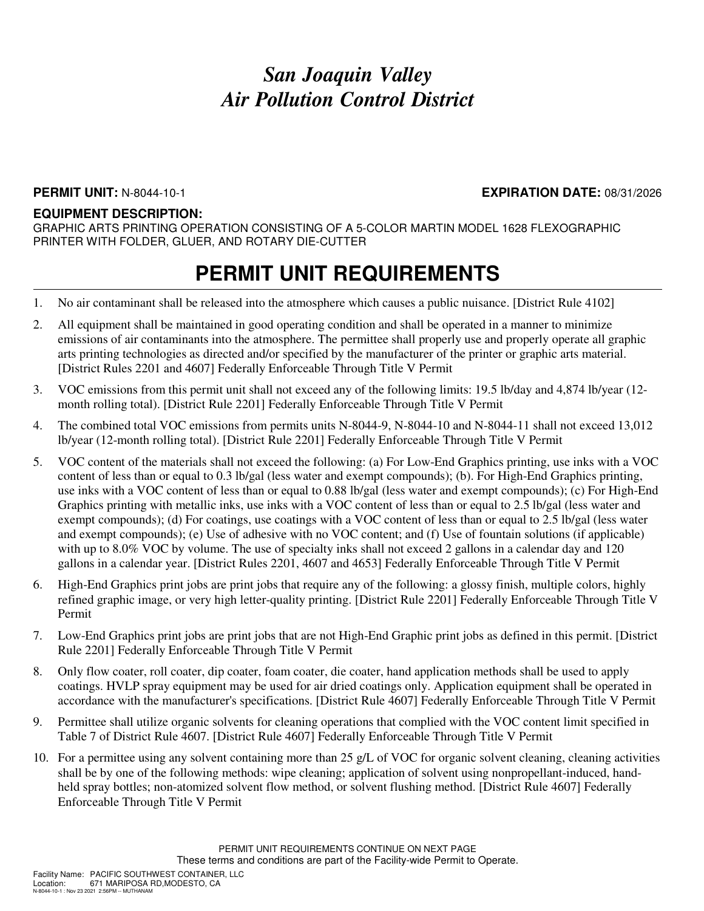# *San Joaquin Valley*
# *Air Pollution Control District*

**PERMIT UNIT:** N-8044-10-1 **EXPIRATION DATE:** 08/31/2026

**EQUIPMENT DESCRIPTION:**
GRAPHIC ARTS PRINTING OPERATION CONSISTING OF A 5-COLOR MARTIN MODEL 1628 FLEXOGRAPHIC PRINTER WITH FOLDER, GLUER, AND ROTARY DIE-CUTTER

## PERMIT UNIT REQUIREMENTS

1. No air contaminant shall be released into the atmosphere which causes a public nuisance. [District Rule 4102]
2. All equipment shall be maintained in good operating condition and shall be operated in a manner to minimize emissions of air contaminants into the atmosphere. The permittee shall properly use and properly operate all graphic arts printing technologies as directed and/or specified by the manufacturer of the printer or graphic arts material. [District Rules 2201 and 4607] Federally Enforceable Through Title V Permit
3. VOC emissions from this permit unit shall not exceed any of the following limits: 19.5 lb/day and 4,874 lb/year (12-month rolling total). [District Rule 2201] Federally Enforceable Through Title V Permit
4. The combined total VOC emissions from permits units N-8044-9, N-8044-10 and N-8044-11 shall not exceed 13,012 lb/year (12-month rolling total). [District Rule 2201] Federally Enforceable Through Title V Permit
5. VOC content of the materials shall not exceed the following: (a) For Low-End Graphics printing, use inks with a VOC content of less than or equal to 0.3 lb/gal (less water and exempt compounds); (b). For High-End Graphics printing, use inks with a VOC content of less than or equal to 0.88 lb/gal (less water and exempt compounds); (c) For High-End Graphics printing with metallic inks, use inks with a VOC content of less than or equal to 2.5 lb/gal (less water and exempt compounds); (d) For coatings, use coatings with a VOC content of less than or equal to 2.5 lb/gal (less water and exempt compounds); (e) Use of adhesive with no VOC content; and (f) Use of fountain solutions (if applicable) with up to 8.0% VOC by volume. The use of specialty inks shall not exceed 2 gallons in a calendar day and 120 gallons in a calendar year. [District Rules 2201, 4607 and 4653] Federally Enforceable Through Title V Permit
6. High-End Graphics print jobs are print jobs that require any of the following: a glossy finish, multiple colors, highly refined graphic image, or very high letter-quality printing. [District Rule 2201] Federally Enforceable Through Title V Permit
7. Low-End Graphics print jobs are print jobs that are not High-End Graphic print jobs as defined in this permit. [District Rule 2201] Federally Enforceable Through Title V Permit
8. Only flow coater, roll coater, dip coater, foam coater, die coater, hand application methods shall be used to apply coatings. HVLP spray equipment may be used for air dried coatings only. Application equipment shall be operated in accordance with the manufacturer's specifications. [District Rule 4607] Federally Enforceable Through Title V Permit
9. Permittee shall utilize organic solvents for cleaning operations that complied with the VOC content limit specified in Table 7 of District Rule 4607. [District Rule 4607] Federally Enforceable Through Title V Permit
10. For a permittee using any solvent containing more than 25 g/L of VOC for organic solvent cleaning, cleaning activities shall be by one of the following methods: wipe cleaning; application of solvent using nonpropellant-induced, hand-held spray bottles; non-atomized solvent flow method, or solvent flushing method. [District Rule 4607] Federally Enforceable Through Title V Permit

PERMIT UNIT REQUIREMENTS CONTINUE ON NEXT PAGE
These terms and conditions are part of the Facility-wide Permit to Operate.

Facility Name: PACIFIC SOUTHWEST CONTAINER, LLC
Location: 671 MARIPOSA RD,MODESTO, CA
N-8044-10-1 : Nov 23 2021 2:56PM -- MUTHANAM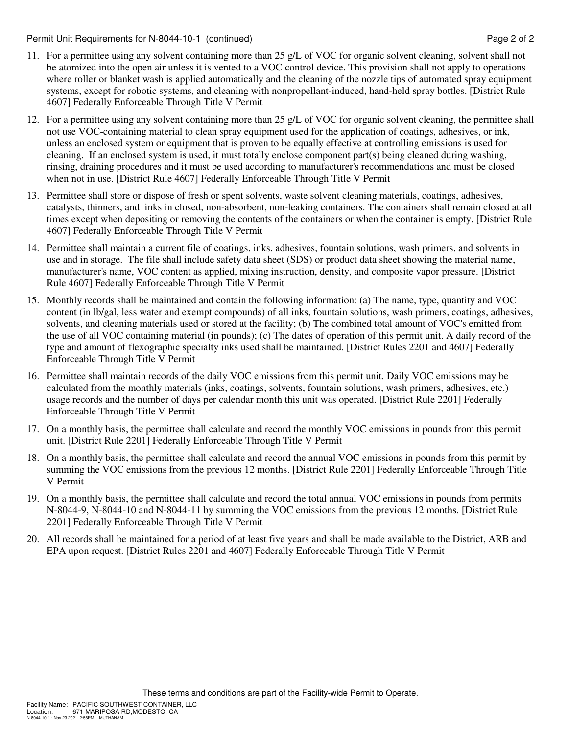11. For a permittee using any solvent containing more than 25 g/L of VOC for organic solvent cleaning, solvent shall not be atomized into the open air unless it is vented to a VOC control device. This provision shall not apply to operations where roller or blanket wash is applied automatically and the cleaning of the nozzle tips of automated spray equipment systems, except for robotic systems, and cleaning with nonpropellant-induced, hand-held spray bottles. [District Rule 4607] Federally Enforceable Through Title V Permit

12. For a permittee using any solvent containing more than 25 g/L of VOC for organic solvent cleaning, the permittee shall not use VOC-containing material to clean spray equipment used for the application of coatings, adhesives, or ink, unless an enclosed system or equipment that is proven to be equally effective at controlling emissions is used for cleaning. If an enclosed system is used, it must totally enclose component part(s) being cleaned during washing, rinsing, draining procedures and it must be used according to manufacturer's recommendations and must be closed when not in use. [District Rule 4607] Federally Enforceable Through Title V Permit

13. Permittee shall store or dispose of fresh or spent solvents, waste solvent cleaning materials, coatings, adhesives, catalysts, thinners, and inks in closed, non-absorbent, non-leaking containers. The containers shall remain closed at all times except when depositing or removing the contents of the containers or when the container is empty. [District Rule 4607] Federally Enforceable Through Title V Permit

14. Permittee shall maintain a current file of coatings, inks, adhesives, fountain solutions, wash primers, and solvents in use and in storage. The file shall include safety data sheet (SDS) or product data sheet showing the material name, manufacturer's name, VOC content as applied, mixing instruction, density, and composite vapor pressure. [District Rule 4607] Federally Enforceable Through Title V Permit

15. Monthly records shall be maintained and contain the following information: (a) The name, type, quantity and VOC content (in lb/gal, less water and exempt compounds) of all inks, fountain solutions, wash primers, coatings, adhesives, solvents, and cleaning materials used or stored at the facility; (b) The combined total amount of VOC's emitted from the use of all VOC containing material (in pounds); (c) The dates of operation of this permit unit. A daily record of the type and amount of flexographic specialty inks used shall be maintained. [District Rules 2201 and 4607] Federally Enforceable Through Title V Permit

16. Permittee shall maintain records of the daily VOC emissions from this permit unit. Daily VOC emissions may be calculated from the monthly materials (inks, coatings, solvents, fountain solutions, wash primers, adhesives, etc.) usage records and the number of days per calendar month this unit was operated. [District Rule 2201] Federally Enforceable Through Title V Permit

17. On a monthly basis, the permittee shall calculate and record the monthly VOC emissions in pounds from this permit unit. [District Rule 2201] Federally Enforceable Through Title V Permit

18. On a monthly basis, the permittee shall calculate and record the annual VOC emissions in pounds from this permit by summing the VOC emissions from the previous 12 months. [District Rule 2201] Federally Enforceable Through Title V Permit

19. On a monthly basis, the permittee shall calculate and record the total annual VOC emissions in pounds from permits N-8044-9, N-8044-10 and N-8044-11 by summing the VOC emissions from the previous 12 months. [District Rule 2201] Federally Enforceable Through Title V Permit

20. All records shall be maintained for a period of at least five years and shall be made available to the District, ARB and EPA upon request. [District Rules 2201 and 4607] Federally Enforceable Through Title V Permit

These terms and conditions are part of the Facility-wide Permit to Operate.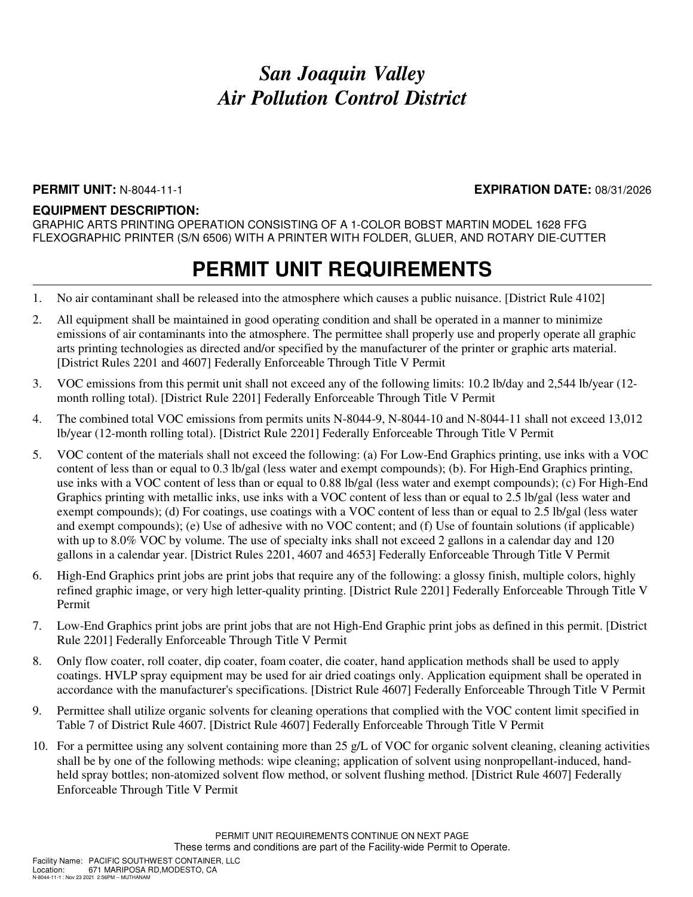# *San Joaquin Valley*
# *Air Pollution Control District*

**PERMIT UNIT:** N-8044-11-1 **EXPIRATION DATE:** 08/31/2026

**EQUIPMENT DESCRIPTION:**
GRAPHIC ARTS PRINTING OPERATION CONSISTING OF A 1-COLOR BOBST MARTIN MODEL 1628 FFG FLEXOGRAPHIC PRINTER (S/N 6506) WITH A PRINTER WITH FOLDER, GLUER, AND ROTARY DIE-CUTTER

## PERMIT UNIT REQUIREMENTS

1. No air contaminant shall be released into the atmosphere which causes a public nuisance. [District Rule 4102]
2. All equipment shall be maintained in good operating condition and shall be operated in a manner to minimize emissions of air contaminants into the atmosphere. The permittee shall properly use and properly operate all graphic arts printing technologies as directed and/or specified by the manufacturer of the printer or graphic arts material. [District Rules 2201 and 4607] Federally Enforceable Through Title V Permit
3. VOC emissions from this permit unit shall not exceed any of the following limits: 10.2 lb/day and 2,544 lb/year (12-month rolling total). [District Rule 2201] Federally Enforceable Through Title V Permit
4. The combined total VOC emissions from permits units N-8044-9, N-8044-10 and N-8044-11 shall not exceed 13,012 lb/year (12-month rolling total). [District Rule 2201] Federally Enforceable Through Title V Permit
5. VOC content of the materials shall not exceed the following: (a) For Low-End Graphics printing, use inks with a VOC content of less than or equal to 0.3 lb/gal (less water and exempt compounds); (b). For High-End Graphics printing, use inks with a VOC content of less than or equal to 0.88 lb/gal (less water and exempt compounds); (c) For High-End Graphics printing with metallic inks, use inks with a VOC content of less than or equal to 2.5 lb/gal (less water and exempt compounds); (d) For coatings, use coatings with a VOC content of less than or equal to 2.5 lb/gal (less water and exempt compounds); (e) Use of adhesive with no VOC content; and (f) Use of fountain solutions (if applicable) with up to 8.0% VOC by volume. The use of specialty inks shall not exceed 2 gallons in a calendar day and 120 gallons in a calendar year. [District Rules 2201, 4607 and 4653] Federally Enforceable Through Title V Permit
6. High-End Graphics print jobs are print jobs that require any of the following: a glossy finish, multiple colors, highly refined graphic image, or very high letter-quality printing. [District Rule 2201] Federally Enforceable Through Title V Permit
7. Low-End Graphics print jobs are print jobs that are not High-End Graphic print jobs as defined in this permit. [District Rule 2201] Federally Enforceable Through Title V Permit
8. Only flow coater, roll coater, dip coater, foam coater, die coater, hand application methods shall be used to apply coatings. HVLP spray equipment may be used for air dried coatings only. Application equipment shall be operated in accordance with the manufacturer's specifications. [District Rule 4607] Federally Enforceable Through Title V Permit
9. Permittee shall utilize organic solvents for cleaning operations that complied with the VOC content limit specified in Table 7 of District Rule 4607. [District Rule 4607] Federally Enforceable Through Title V Permit
10. For a permittee using any solvent containing more than 25 g/L of VOC for organic solvent cleaning, cleaning activities shall be by one of the following methods: wipe cleaning; application of solvent using nonpropellant-induced, hand-held spray bottles; non-atomized solvent flow method, or solvent flushing method. [District Rule 4607] Federally Enforceable Through Title V Permit

PERMIT UNIT REQUIREMENTS CONTINUE ON NEXT PAGE
These terms and conditions are part of the Facility-wide Permit to Operate.

Facility Name: PACIFIC SOUTHWEST CONTAINER, LLC
Location: 671 MARIPOSA RD,MODESTO, CA
N-8044-11-1 : Nov 23 2021 2:56PM -- MUTHANAM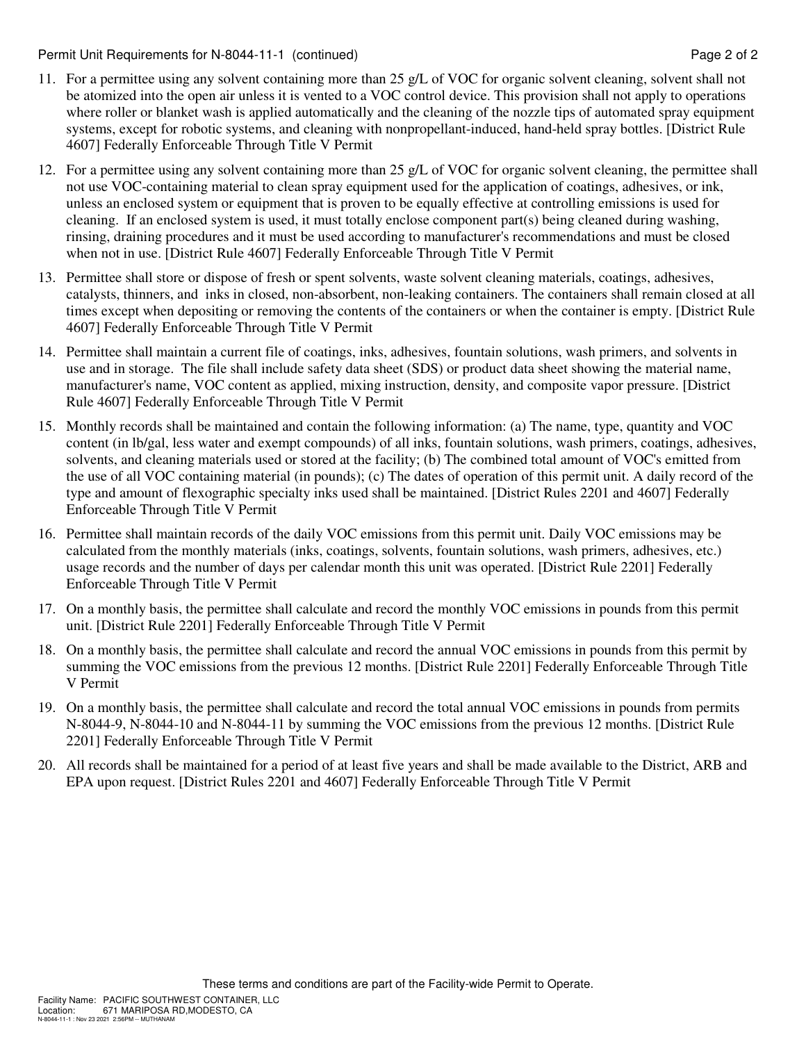11. For a permittee using any solvent containing more than 25 g/L of VOC for organic solvent cleaning, solvent shall not be atomized into the open air unless it is vented to a VOC control device. This provision shall not apply to operations where roller or blanket wash is applied automatically and the cleaning of the nozzle tips of automated spray equipment systems, except for robotic systems, and cleaning with nonpropellant-induced, hand-held spray bottles. [District Rule 4607] Federally Enforceable Through Title V Permit

12. For a permittee using any solvent containing more than 25 g/L of VOC for organic solvent cleaning, the permittee shall not use VOC-containing material to clean spray equipment used for the application of coatings, adhesives, or ink, unless an enclosed system or equipment that is proven to be equally effective at controlling emissions is used for cleaning. If an enclosed system is used, it must totally enclose component part(s) being cleaned during washing, rinsing, draining procedures and it must be used according to manufacturer's recommendations and must be closed when not in use. [District Rule 4607] Federally Enforceable Through Title V Permit

13. Permittee shall store or dispose of fresh or spent solvents, waste solvent cleaning materials, coatings, adhesives, catalysts, thinners, and inks in closed, non-absorbent, non-leaking containers. The containers shall remain closed at all times except when depositing or removing the contents of the containers or when the container is empty. [District Rule 4607] Federally Enforceable Through Title V Permit

14. Permittee shall maintain a current file of coatings, inks, adhesives, fountain solutions, wash primers, and solvents in use and in storage. The file shall include safety data sheet (SDS) or product data sheet showing the material name, manufacturer's name, VOC content as applied, mixing instruction, density, and composite vapor pressure. [District Rule 4607] Federally Enforceable Through Title V Permit

15. Monthly records shall be maintained and contain the following information: (a) The name, type, quantity and VOC content (in lb/gal, less water and exempt compounds) of all inks, fountain solutions, wash primers, coatings, adhesives, solvents, and cleaning materials used or stored at the facility; (b) The combined total amount of VOC's emitted from the use of all VOC containing material (in pounds); (c) The dates of operation of this permit unit. A daily record of the type and amount of flexographic specialty inks used shall be maintained. [District Rules 2201 and 4607] Federally Enforceable Through Title V Permit

16. Permittee shall maintain records of the daily VOC emissions from this permit unit. Daily VOC emissions may be calculated from the monthly materials (inks, coatings, solvents, fountain solutions, wash primers, adhesives, etc.) usage records and the number of days per calendar month this unit was operated. [District Rule 2201] Federally Enforceable Through Title V Permit

17. On a monthly basis, the permittee shall calculate and record the monthly VOC emissions in pounds from this permit unit. [District Rule 2201] Federally Enforceable Through Title V Permit

18. On a monthly basis, the permittee shall calculate and record the annual VOC emissions in pounds from this permit by summing the VOC emissions from the previous 12 months. [District Rule 2201] Federally Enforceable Through Title V Permit

19. On a monthly basis, the permittee shall calculate and record the total annual VOC emissions in pounds from permits N-8044-9, N-8044-10 and N-8044-11 by summing the VOC emissions from the previous 12 months. [District Rule 2201] Federally Enforceable Through Title V Permit

20. All records shall be maintained for a period of at least five years and shall be made available to the District, ARB and EPA upon request. [District Rules 2201 and 4607] Federally Enforceable Through Title V Permit

These terms and conditions are part of the Facility-wide Permit to Operate.

Facility Name: PACIFIC SOUTHWEST CONTAINER, LLC
Location: 671 MARIPOSA RD,MODESTO, CA
N-8044-11-1 : Nov 23 2021 2:56PM -- MUTHANAM